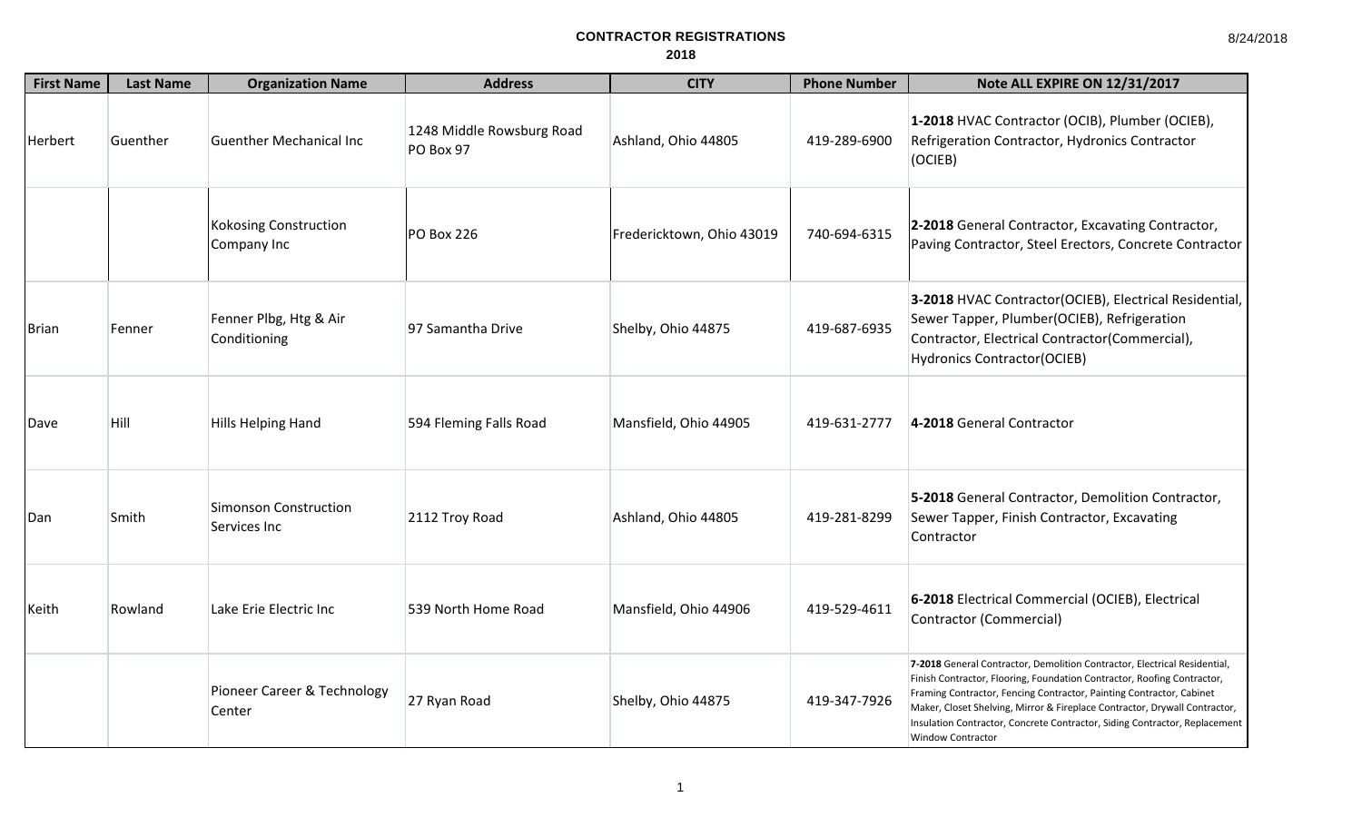# CONTRACTOR REGISTRATIONS

## 2018

8/24/2018

| First Name | Last Name | Organization Name | Address | CITY | Phone Number | Note ALL EXPIRE ON 12/31/2017 |
|---|---|---|---|---|---|---|
| Herbert | Guenther | Guenther Mechanical Inc | 1248 Middle Rowsburg Road PO Box 97 | Ashland, Ohio 44805 | 419-289-6900 | **1-2018** HVAC Contractor (OCIB), Plumber (OCIEB), Refrigeration Contractor, Hydronics Contractor (OCIEB) |
| | | Kokosing Construction Company Inc | PO Box 226 | Fredericktown, Ohio 43019 | 740-694-6315 | **2-2018** General Contractor, Excavating Contractor, Paving Contractor, Steel Erectors, Concrete Contractor |
| Brian | Fenner | Fenner Plbg, Htg & Air Conditioning | 97 Samantha Drive | Shelby, Ohio 44875 | 419-687-6935 | **3-2018** HVAC Contractor(OCIEB), Electrical Residential, Sewer Tapper, Plumber(OCIEB), Refrigeration Contractor, Electrical Contractor(Commercial), Hydronics Contractor(OCIEB) |
| Dave | Hill | Hills Helping Hand | 594 Fleming Falls Road | Mansfield, Ohio 44905 | 419-631-2777 | **4-2018** General Contractor |
| Dan | Smith | Simonson Construction Services Inc | 2112 Troy Road | Ashland, Ohio 44805 | 419-281-8299 | **5-2018** General Contractor, Demolition Contractor, Sewer Tapper, Finish Contractor, Excavating Contractor |
| Keith | Rowland | Lake Erie Electric Inc | 539 North Home Road | Mansfield, Ohio 44906 | 419-529-4611 | **6-2018** Electrical Commercial (OCIEB), Electrical Contractor (Commercial) |
| | | Pioneer Career & Technology Center | 27 Ryan Road | Shelby, Ohio 44875 | 419-347-7926 | **7-2018** General Contractor, Demolition Contractor, Electrical Residential, Finish Contractor, Flooring, Foundation Contractor, Roofing Contractor, Framing Contractor, Fencing Contractor, Painting Contractor, Cabinet Maker, Closet Shelving, Mirror & Fireplace Contractor, Drywall Contractor, Insulation Contractor, Concrete Contractor, Siding Contractor, Replacement Window Contractor |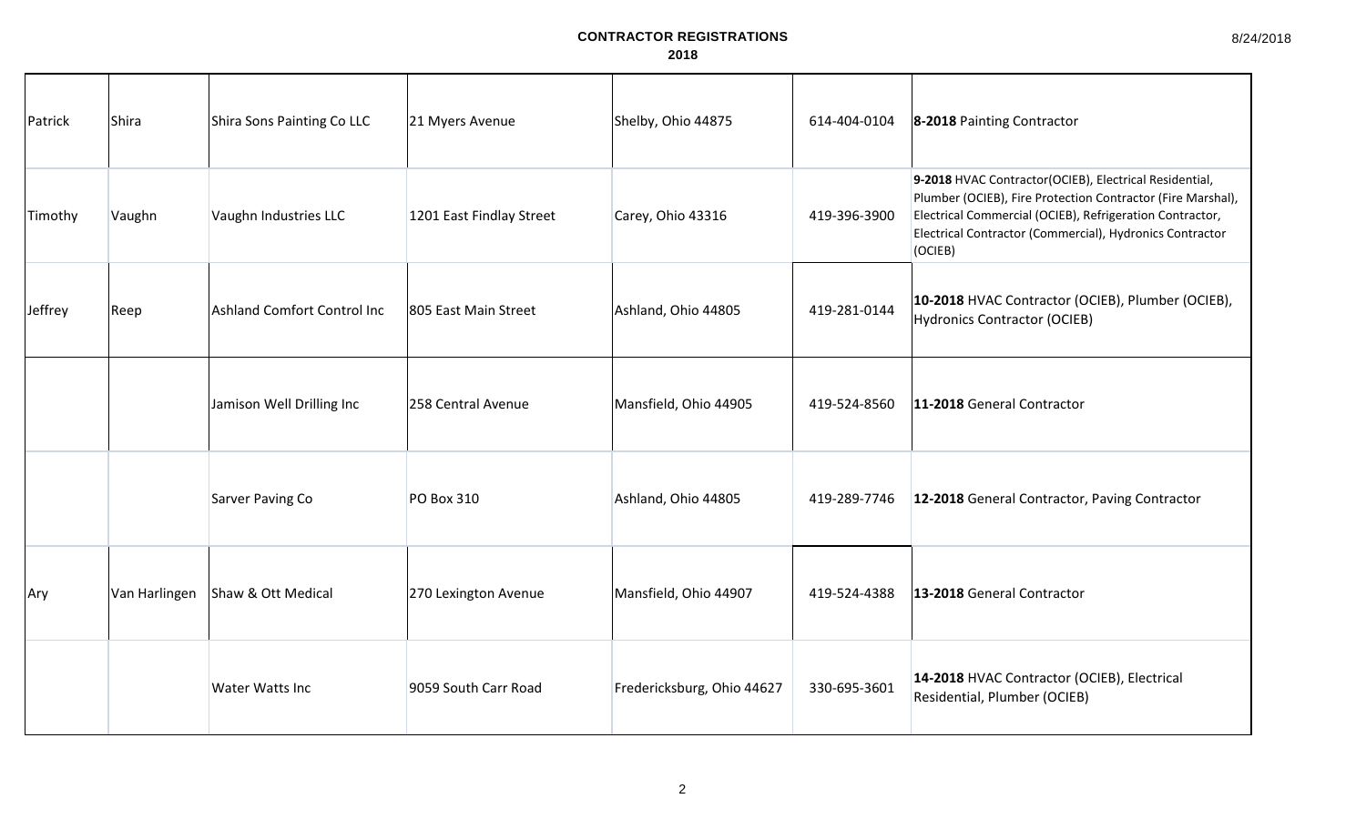# CONTRACTOR REGISTRATIONS

## 2018

| | | | | | | |
|---|---|---|---|---|---|---|
| Patrick | Shira | Shira Sons Painting Co LLC | 21 Myers Avenue | Shelby, Ohio 44875 | 614-404-0104 | **8-2018** Painting Contractor |
| Timothy | Vaughn | Vaughn Industries LLC | 1201 East Findlay Street | Carey, Ohio 43316 | 419-396-3900 | **9-2018** HVAC Contractor(OCIEB), Electrical Residential, Plumber (OCIEB), Fire Protection Contractor (Fire Marshal), Electrical Commercial (OCIEB), Refrigeration Contractor, Electrical Contractor (Commercial), Hydronics Contractor (OCIEB) |
| Jeffrey | Reep | Ashland Comfort Control Inc | 805 East Main Street | Ashland, Ohio 44805 | 419-281-0144 | **10-2018** HVAC Contractor (OCIEB), Plumber (OCIEB), Hydronics Contractor (OCIEB) |
| | | Jamison Well Drilling Inc | 258 Central Avenue | Mansfield, Ohio 44905 | 419-524-8560 | **11-2018** General Contractor |
| | | Sarver Paving Co | PO Box 310 | Ashland, Ohio 44805 | 419-289-7746 | **12-2018** General Contractor, Paving Contractor |
| Ary | Van Harlingen | Shaw & Ott Medical | 270 Lexington Avenue | Mansfield, Ohio 44907 | 419-524-4388 | **13-2018** General Contractor |
| | | Water Watts Inc | 9059 South Carr Road | Fredericksburg, Ohio 44627 | 330-695-3601 | **14-2018** HVAC Contractor (OCIEB), Electrical Residential, Plumber (OCIEB) |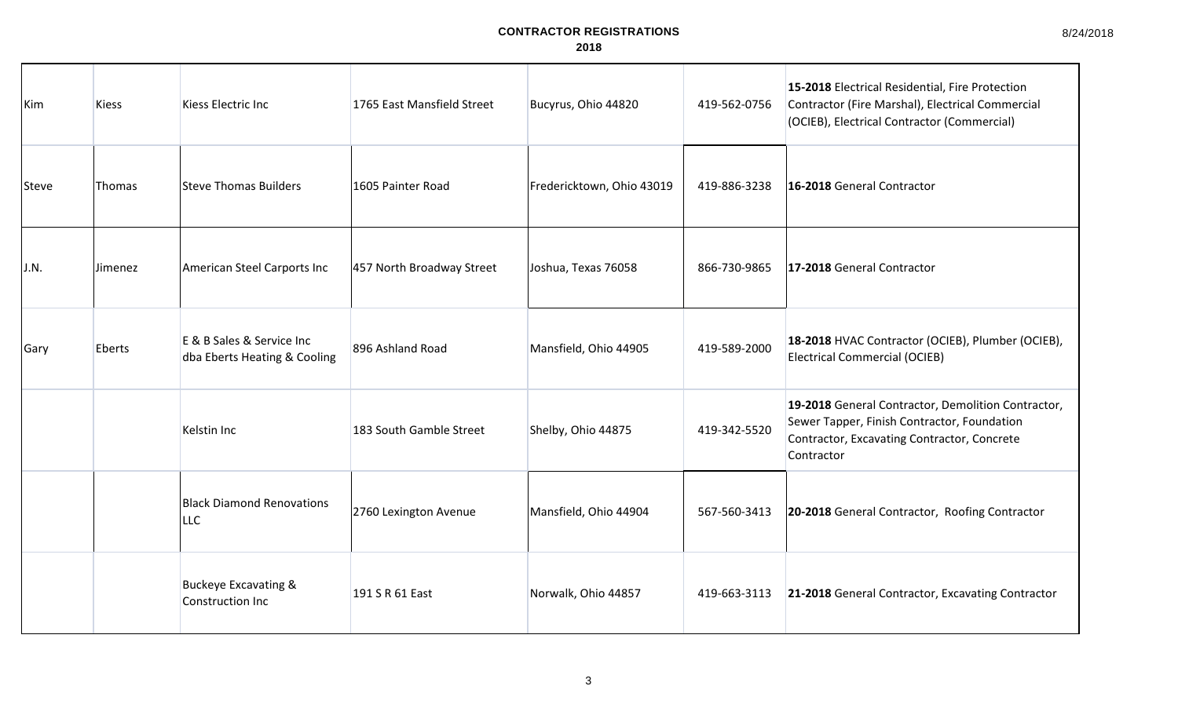# CONTRACTOR REGISTRATIONS

## 2018

| | | | | | | |
|---|---|---|---|---|---|---|
| Kim | Kiess | Kiess Electric Inc | 1765 East Mansfield Street | Bucyrus, Ohio 44820 | 419-562-0756 | **15-2018** Electrical Residential, Fire Protection Contractor (Fire Marshal), Electrical Commercial (OCIEB), Electrical Contractor (Commercial) |
| Steve | Thomas | Steve Thomas Builders | 1605 Painter Road | Fredericktown, Ohio 43019 | 419-886-3238 | **16-2018** General Contractor |
| J.N. | Jimenez | American Steel Carports Inc | 457 North Broadway Street | Joshua, Texas 76058 | 866-730-9865 | **17-2018** General Contractor |
| Gary | Eberts | E & B Sales & Service Inc dba Eberts Heating & Cooling | 896 Ashland Road | Mansfield, Ohio 44905 | 419-589-2000 | **18-2018** HVAC Contractor (OCIEB), Plumber (OCIEB), Electrical Commercial (OCIEB) |
| | | Kelstin Inc | 183 South Gamble Street | Shelby, Ohio 44875 | 419-342-5520 | **19-2018** General Contractor, Demolition Contractor, Sewer Tapper, Finish Contractor, Foundation Contractor, Excavating Contractor, Concrete Contractor |
| | | Black Diamond Renovations LLC | 2760 Lexington Avenue | Mansfield, Ohio 44904 | 567-560-3413 | **20-2018** General Contractor, Roofing Contractor |
| | | Buckeye Excavating & Construction Inc | 191 S R 61 East | Norwalk, Ohio 44857 | 419-663-3113 | **21-2018** General Contractor, Excavating Contractor |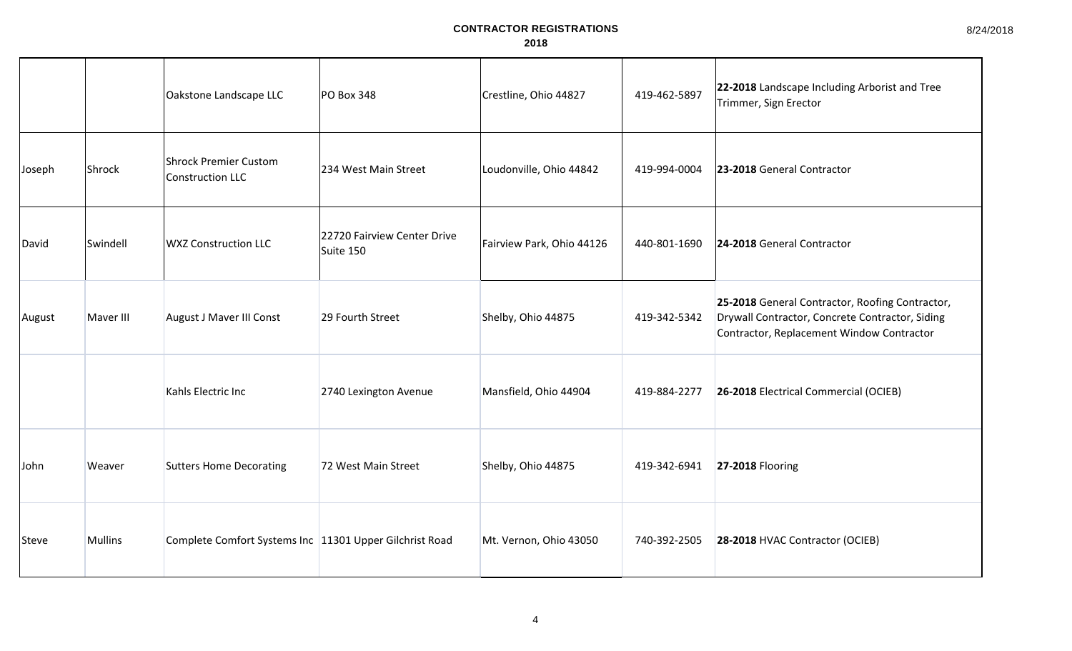**CONTRACTOR REGISTRATIONS**
**2018**

8/24/2018

| | | | | | | |
|---|---|---|---|---|---|---|
| | | Oakstone Landscape LLC | PO Box 348 | Crestline, Ohio 44827 | 419-462-5897 | **22-2018** Landscape Including Arborist and Tree Trimmer, Sign Erector |
| Joseph | Shrock | Shrock Premier Custom Construction LLC | 234 West Main Street | Loudonville, Ohio 44842 | 419-994-0004 | **23-2018** General Contractor |
| David | Swindell | WXZ Construction LLC | 22720 Fairview Center Drive Suite 150 | Fairview Park, Ohio 44126 | 440-801-1690 | **24-2018** General Contractor |
| August | Maver III | August J Maver III Const | 29 Fourth Street | Shelby, Ohio 44875 | 419-342-5342 | **25-2018** General Contractor, Roofing Contractor, Drywall Contractor, Concrete Contractor, Siding Contractor, Replacement Window Contractor |
| | | Kahls Electric Inc | 2740 Lexington Avenue | Mansfield, Ohio 44904 | 419-884-2277 | **26-2018** Electrical Commercial (OCIEB) |
| John | Weaver | Sutters Home Decorating | 72 West Main Street | Shelby, Ohio 44875 | 419-342-6941 | **27-2018** Flooring |
| Steve | Mullins | Complete Comfort Systems Inc | 11301 Upper Gilchrist Road | Mt. Vernon, Ohio 43050 | 740-392-2505 | **28-2018** HVAC Contractor (OCIEB) |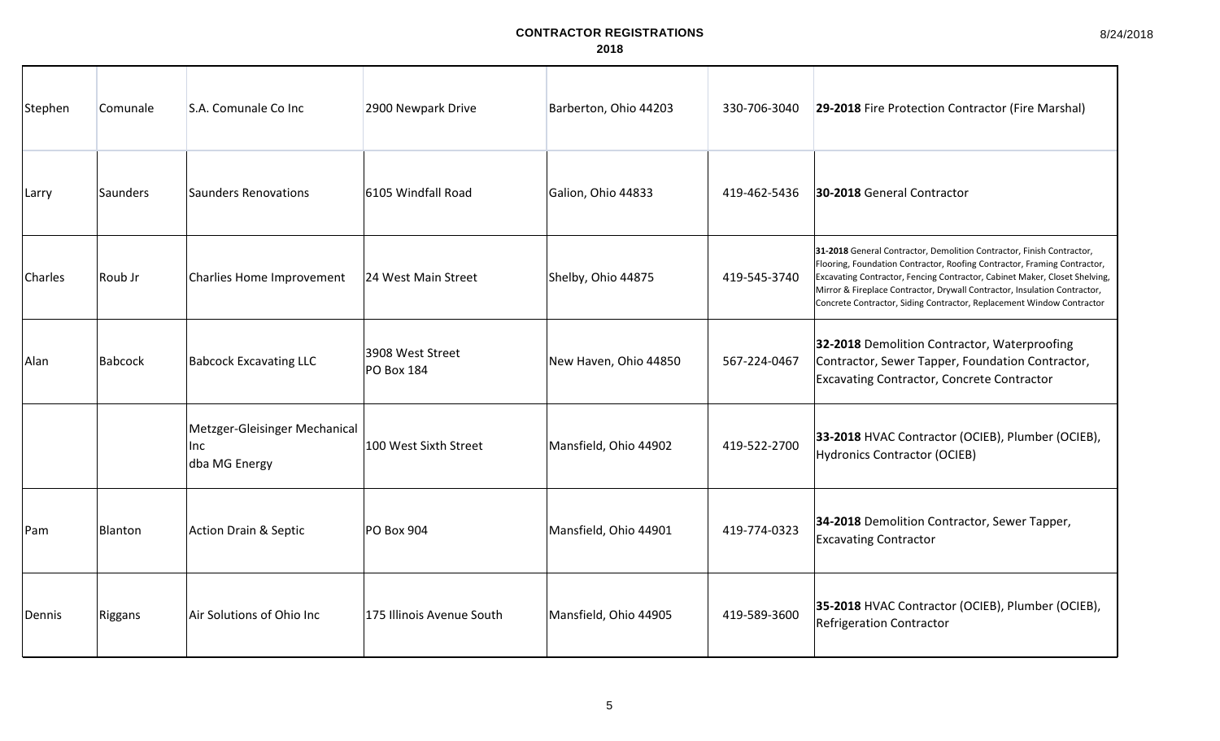# CONTRACTOR REGISTRATIONS

## 2018

| First Name | Last Name | Company | Address | City/State/Zip | Phone | Registration |
|---|---|---|---|---|---|---|
| Stephen | Comunale | S.A. Comunale Co Inc | 2900 Newpark Drive | Barberton, Ohio 44203 | 330-706-3040 | **29-2018** Fire Protection Contractor (Fire Marshal) |
| Larry | Saunders | Saunders Renovations | 6105 Windfall Road | Galion, Ohio 44833 | 419-462-5436 | **30-2018** General Contractor |
| Charles | Roub Jr | Charlies Home Improvement | 24 West Main Street | Shelby, Ohio 44875 | 419-545-3740 | **31-2018** General Contractor, Demolition Contractor, Finish Contractor, Flooring, Foundation Contractor, Roofing Contractor, Framing Contractor, Excavating Contractor, Fencing Contractor, Cabinet Maker, Closet Shelving, Mirror & Fireplace Contractor, Drywall Contractor, Insulation Contractor, Concrete Contractor, Siding Contractor, Replacement Window Contractor |
| Alan | Babcock | Babcock Excavating LLC | 3908 West Street<br>PO Box 184 | New Haven, Ohio 44850 | 567-224-0467 | **32-2018** Demolition Contractor, Waterproofing Contractor, Sewer Tapper, Foundation Contractor, Excavating Contractor, Concrete Contractor |
| | | Metzger-Gleisinger Mechanical Inc<br>dba MG Energy | 100 West Sixth Street | Mansfield, Ohio 44902 | 419-522-2700 | **33-2018** HVAC Contractor (OCIEB), Plumber (OCIEB), Hydronics Contractor (OCIEB) |
| Pam | Blanton | Action Drain & Septic | PO Box 904 | Mansfield, Ohio 44901 | 419-774-0323 | **34-2018** Demolition Contractor, Sewer Tapper, Excavating Contractor |
| Dennis | Riggans | Air Solutions of Ohio Inc | 175 Illinois Avenue South | Mansfield, Ohio 44905 | 419-589-3600 | **35-2018** HVAC Contractor (OCIEB), Plumber (OCIEB), Refrigeration Contractor |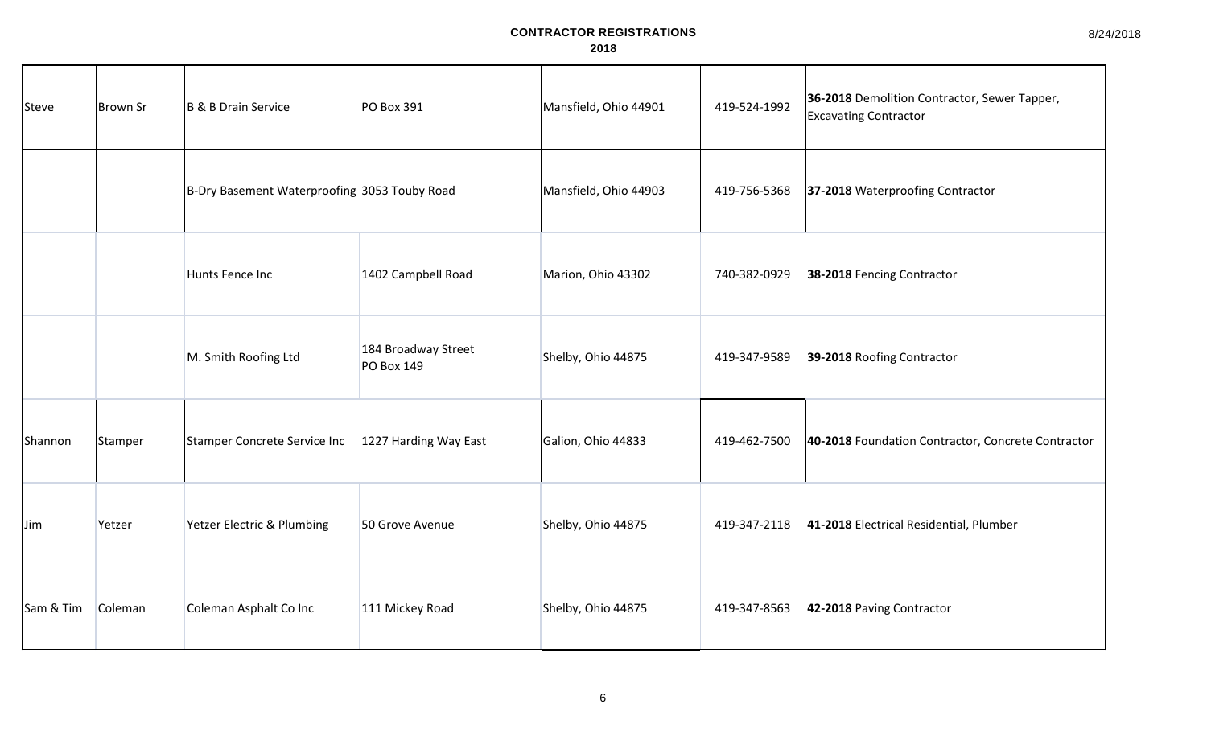# CONTRACTOR REGISTRATIONS

## 2018

| | | | | | | |
|---|---|---|---|---|---|---|
| Steve | Brown Sr | B & B Drain Service | PO Box 391 | Mansfield, Ohio 44901 | 419-524-1992 | **36-2018** Demolition Contractor, Sewer Tapper, Excavating Contractor |
| | | B-Dry Basement Waterproofing | 3053 Touby Road | Mansfield, Ohio 44903 | 419-756-5368 | **37-2018** Waterproofing Contractor |
| | | Hunts Fence Inc | 1402 Campbell Road | Marion, Ohio 43302 | 740-382-0929 | **38-2018** Fencing Contractor |
| | | M. Smith Roofing Ltd | 184 Broadway Street PO Box 149 | Shelby, Ohio 44875 | 419-347-9589 | **39-2018** Roofing Contractor |
| Shannon | Stamper | Stamper Concrete Service Inc | 1227 Harding Way East | Galion, Ohio 44833 | 419-462-7500 | **40-2018** Foundation Contractor, Concrete Contractor |
| Jim | Yetzer | Yetzer Electric & Plumbing | 50 Grove Avenue | Shelby, Ohio 44875 | 419-347-2118 | **41-2018** Electrical Residential, Plumber |
| Sam & Tim | Coleman | Coleman Asphalt Co Inc | 111 Mickey Road | Shelby, Ohio 44875 | 419-347-8563 | **42-2018** Paving Contractor |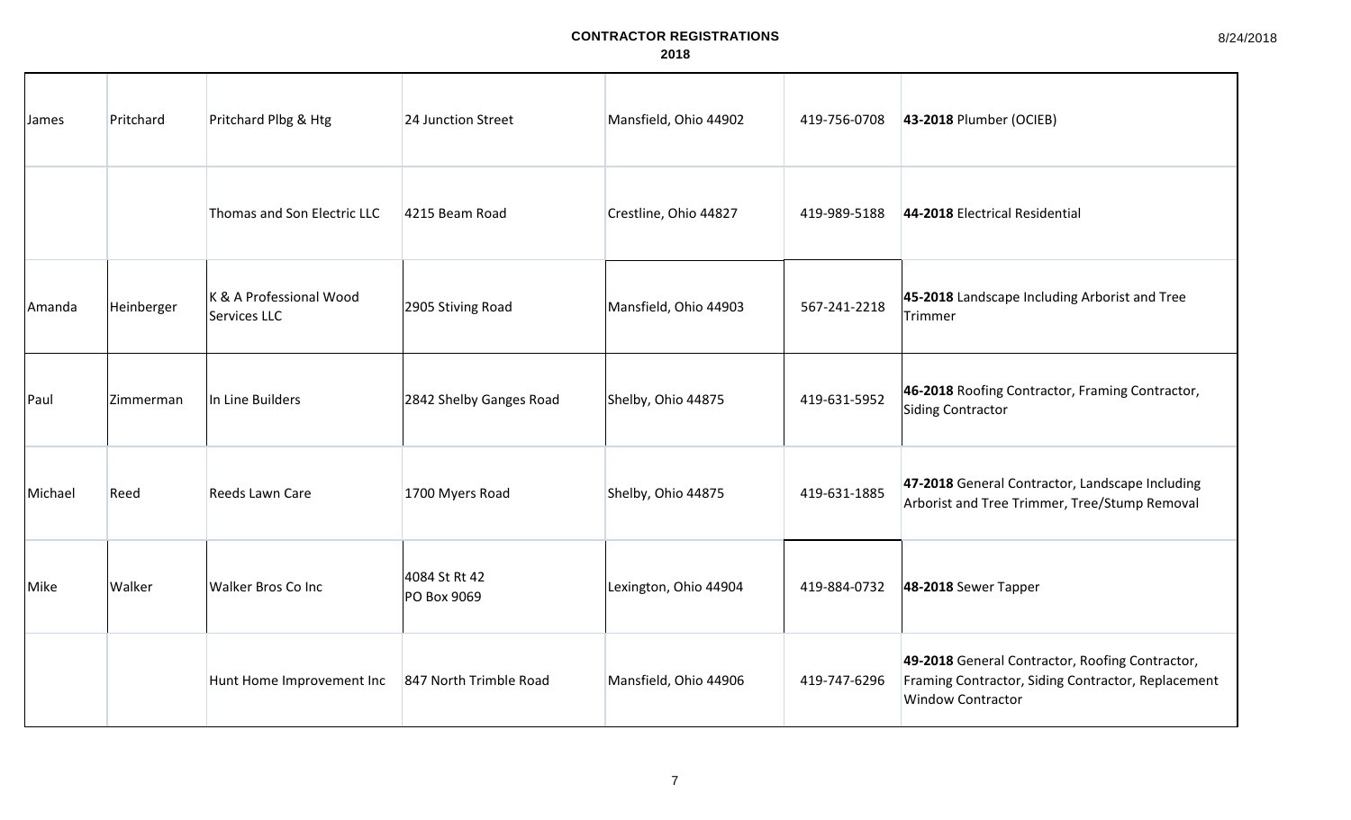**CONTRACTOR REGISTRATIONS**
**2018**

| | | | | | | |
|---|---|---|---|---|---|---|
| James | Pritchard | Pritchard Plbg & Htg | 24 Junction Street | Mansfield, Ohio 44902 | 419-756-0708 | **43-2018** Plumber (OCIEB) |
| | | Thomas and Son Electric LLC | 4215 Beam Road | Crestline, Ohio 44827 | 419-989-5188 | **44-2018** Electrical Residential |
| Amanda | Heinberger | K & A Professional Wood Services LLC | 2905 Stiving Road | Mansfield, Ohio 44903 | 567-241-2218 | **45-2018** Landscape Including Arborist and Tree Trimmer |
| Paul | Zimmerman | In Line Builders | 2842 Shelby Ganges Road | Shelby, Ohio 44875 | 419-631-5952 | **46-2018** Roofing Contractor, Framing Contractor, Siding Contractor |
| Michael | Reed | Reeds Lawn Care | 1700 Myers Road | Shelby, Ohio 44875 | 419-631-1885 | **47-2018** General Contractor, Landscape Including Arborist and Tree Trimmer, Tree/Stump Removal |
| Mike | Walker | Walker Bros Co Inc | 4084 St Rt 42<br>PO Box 9069 | Lexington, Ohio 44904 | 419-884-0732 | **48-2018** Sewer Tapper |
| | | Hunt Home Improvement Inc | 847 North Trimble Road | Mansfield, Ohio 44906 | 419-747-6296 | **49-2018** General Contractor, Roofing Contractor, Framing Contractor, Siding Contractor, Replacement Window Contractor |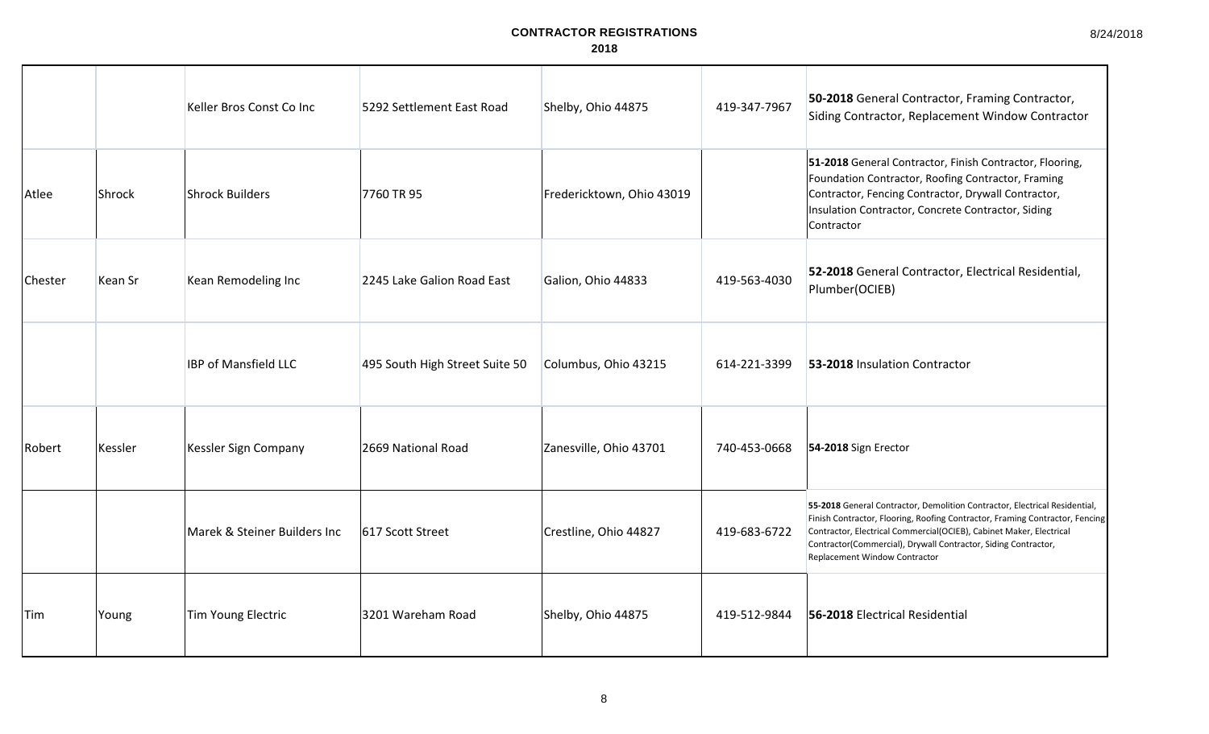# CONTRACTOR REGISTRATIONS

## 2018

| | | | | | | |
|---|---|---|---|---|---|---|
| | | Keller Bros Const Co Inc | 5292 Settlement East Road | Shelby, Ohio 44875 | 419-347-7967 | **50-2018** General Contractor, Framing Contractor, Siding Contractor, Replacement Window Contractor |
| Atlee | Shrock | Shrock Builders | 7760 TR 95 | Fredericktown, Ohio 43019 | | **51-2018** General Contractor, Finish Contractor, Flooring, Foundation Contractor, Roofing Contractor, Framing Contractor, Fencing Contractor, Drywall Contractor, Insulation Contractor, Concrete Contractor, Siding Contractor |
| Chester | Kean Sr | Kean Remodeling Inc | 2245 Lake Galion Road East | Galion, Ohio 44833 | 419-563-4030 | **52-2018** General Contractor, Electrical Residential, Plumber(OCIEB) |
| | | IBP of Mansfield LLC | 495 South High Street Suite 50 | Columbus, Ohio 43215 | 614-221-3399 | **53-2018** Insulation Contractor |
| Robert | Kessler | Kessler Sign Company | 2669 National Road | Zanesville, Ohio 43701 | 740-453-0668 | **54-2018** Sign Erector |
| | | Marek & Steiner Builders Inc | 617 Scott Street | Crestline, Ohio 44827 | 419-683-6722 | **55-2018** General Contractor, Demolition Contractor, Electrical Residential, Finish Contractor, Flooring, Roofing Contractor, Framing Contractor, Fencing Contractor, Electrical Commercial(OCIEB), Cabinet Maker, Electrical Contractor(Commercial), Drywall Contractor, Siding Contractor, Replacement Window Contractor |
| Tim | Young | Tim Young Electric | 3201 Wareham Road | Shelby, Ohio 44875 | 419-512-9844 | **56-2018** Electrical Residential |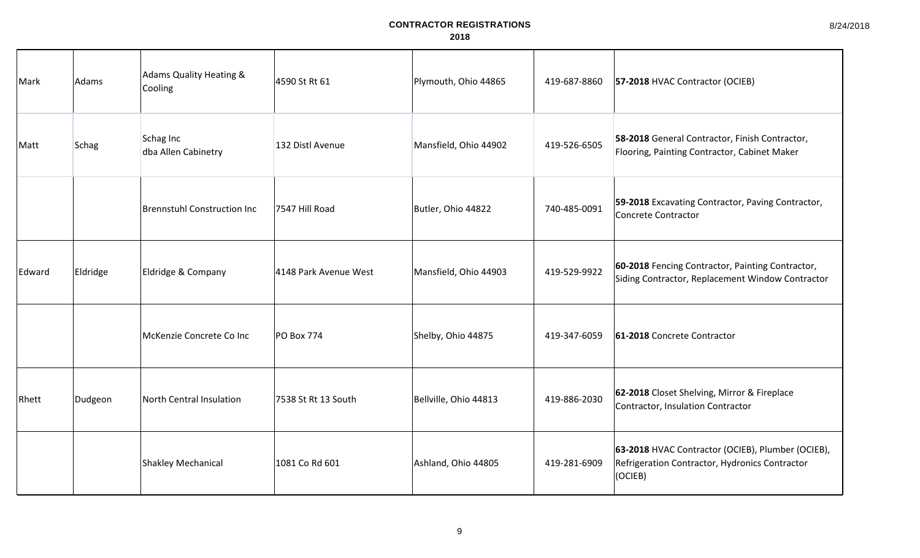# CONTRACTOR REGISTRATIONS

## 2018

| | | | | | | |
|---|---|---|---|---|---|---|
| Mark | Adams | Adams Quality Heating & Cooling | 4590 St Rt 61 | Plymouth, Ohio 44865 | 419-687-8860 | **57-2018** HVAC Contractor (OCIEB) |
| Matt | Schag | Schag Inc dba Allen Cabinetry | 132 Distl Avenue | Mansfield, Ohio 44902 | 419-526-6505 | **58-2018** General Contractor, Finish Contractor, Flooring, Painting Contractor, Cabinet Maker |
| | | Brennstuhl Construction Inc | 7547 Hill Road | Butler, Ohio 44822 | 740-485-0091 | **59-2018** Excavating Contractor, Paving Contractor, Concrete Contractor |
| Edward | Eldridge | Eldridge & Company | 4148 Park Avenue West | Mansfield, Ohio 44903 | 419-529-9922 | **60-2018** Fencing Contractor, Painting Contractor, Siding Contractor, Replacement Window Contractor |
| | | McKenzie Concrete Co Inc | PO Box 774 | Shelby, Ohio 44875 | 419-347-6059 | **61-2018** Concrete Contractor |
| Rhett | Dudgeon | North Central Insulation | 7538 St Rt 13 South | Bellville, Ohio 44813 | 419-886-2030 | **62-2018** Closet Shelving, Mirror & Fireplace Contractor, Insulation Contractor |
| | | Shakley Mechanical | 1081 Co Rd 601 | Ashland, Ohio 44805 | 419-281-6909 | **63-2018** HVAC Contractor (OCIEB), Plumber (OCIEB), Refrigeration Contractor, Hydronics Contractor (OCIEB) |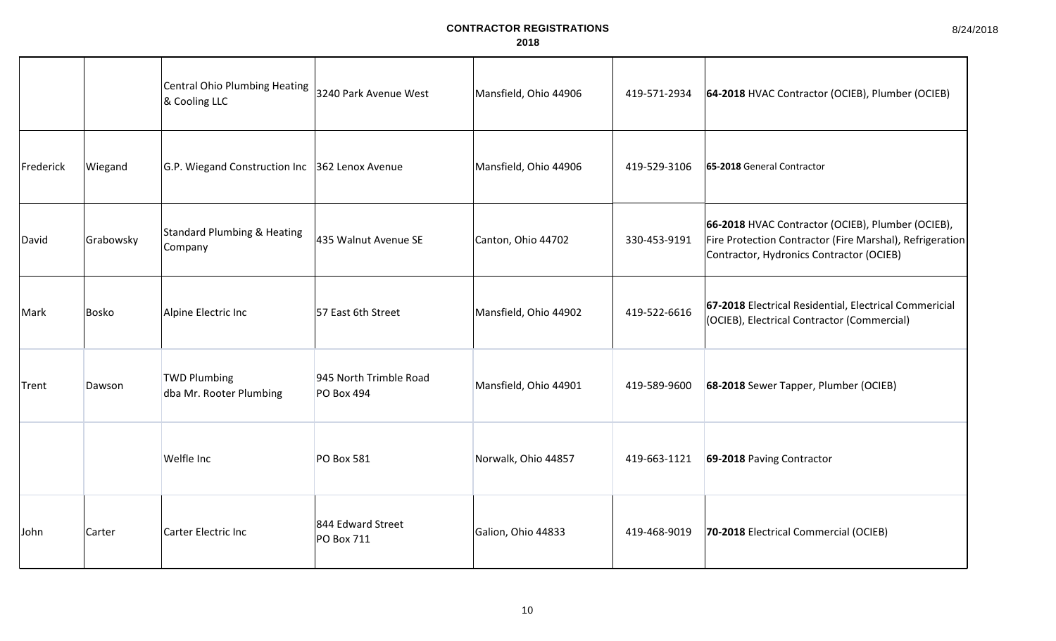# CONTRACTOR REGISTRATIONS
## 2018

| | | | | | | |
|---|---|---|---|---|---|---|
| | | Central Ohio Plumbing Heating & Cooling LLC | 3240 Park Avenue West | Mansfield, Ohio 44906 | 419-571-2934 | **64-2018** HVAC Contractor (OCIEB), Plumber (OCIEB) |
| Frederick | Wiegand | G.P. Wiegand Construction Inc | 362 Lenox Avenue | Mansfield, Ohio 44906 | 419-529-3106 | **65-2018** General Contractor |
| David | Grabowsky | Standard Plumbing & Heating Company | 435 Walnut Avenue SE | Canton, Ohio 44702 | 330-453-9191 | **66-2018** HVAC Contractor (OCIEB), Plumber (OCIEB), Fire Protection Contractor (Fire Marshal), Refrigeration Contractor, Hydronics Contractor (OCIEB) |
| Mark | Bosko | Alpine Electric Inc | 57 East 6th Street | Mansfield, Ohio 44902 | 419-522-6616 | **67-2018** Electrical Residential, Electrical Commericial (OCIEB), Electrical Contractor (Commercial) |
| Trent | Dawson | TWD Plumbing dba Mr. Rooter Plumbing | 945 North Trimble Road PO Box 494 | Mansfield, Ohio 44901 | 419-589-9600 | **68-2018** Sewer Tapper, Plumber (OCIEB) |
| | | Welfle Inc | PO Box 581 | Norwalk, Ohio 44857 | 419-663-1121 | **69-2018** Paving Contractor |
| John | Carter | Carter Electric Inc | 844 Edward Street PO Box 711 | Galion, Ohio 44833 | 419-468-9019 | **70-2018** Electrical Commercial (OCIEB) |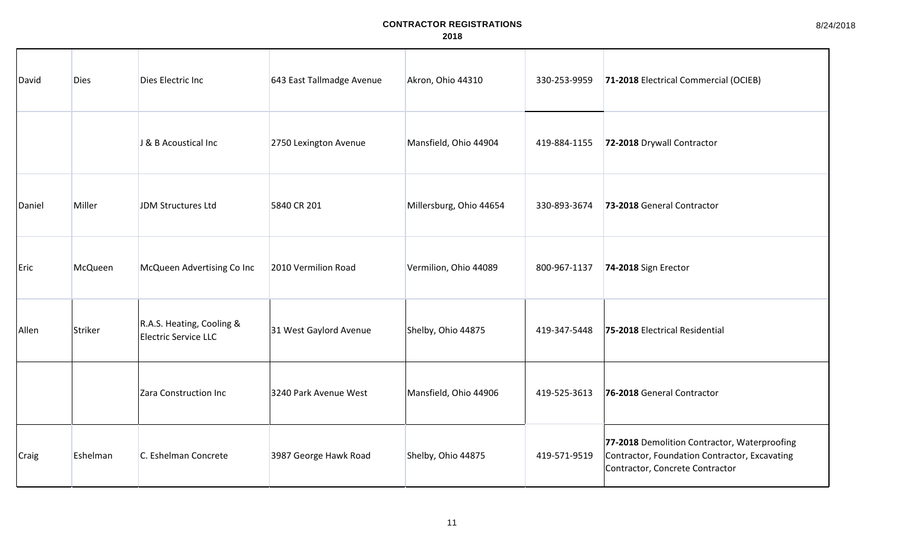# CONTRACTOR REGISTRATIONS

## 2018

| | | | | | | |
|---|---|---|---|---|---|---|
| David | Dies | Dies Electric Inc | 643 East Tallmadge Avenue | Akron, Ohio 44310 | 330-253-9959 | **71-2018** Electrical Commercial (OCIEB) |
| | | J & B Acoustical Inc | 2750 Lexington Avenue | Mansfield, Ohio 44904 | 419-884-1155 | **72-2018** Drywall Contractor |
| Daniel | Miller | JDM Structures Ltd | 5840 CR 201 | Millersburg, Ohio 44654 | 330-893-3674 | **73-2018** General Contractor |
| Eric | McQueen | McQueen Advertising Co Inc | 2010 Vermilion Road | Vermilion, Ohio 44089 | 800-967-1137 | **74-2018** Sign Erector |
| Allen | Striker | R.A.S. Heating, Cooling & Electric Service LLC | 31 West Gaylord Avenue | Shelby, Ohio 44875 | 419-347-5448 | **75-2018** Electrical Residential |
| | | Zara Construction Inc | 3240 Park Avenue West | Mansfield, Ohio 44906 | 419-525-3613 | **76-2018** General Contractor |
| Craig | Eshelman | C. Eshelman Concrete | 3987 George Hawk Road | Shelby, Ohio 44875 | 419-571-9519 | **77-2018** Demolition Contractor, Waterproofing Contractor, Foundation Contractor, Excavating Contractor, Concrete Contractor |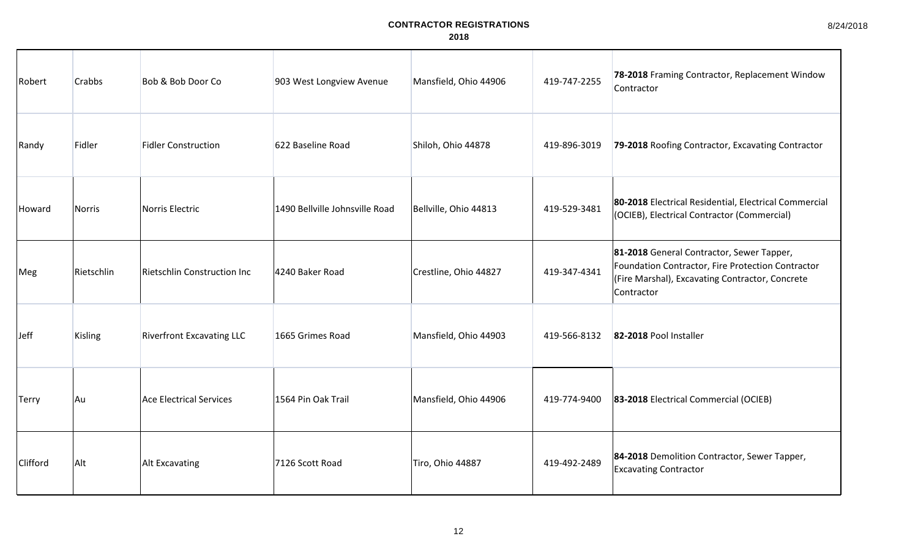# CONTRACTOR REGISTRATIONS
## 2018

| First Name | Last Name | Company | Address | City, State Zip | Phone | Registration |
|---|---|---|---|---|---|---|
| Robert | Crabbs | Bob & Bob Door Co | 903 West Longview Avenue | Mansfield, Ohio 44906 | 419-747-2255 | **78-2018** Framing Contractor, Replacement Window Contractor |
| Randy | Fidler | Fidler Construction | 622 Baseline Road | Shiloh, Ohio 44878 | 419-896-3019 | **79-2018** Roofing Contractor, Excavating Contractor |
| Howard | Norris | Norris Electric | 1490 Bellville Johnsville Road | Bellville, Ohio 44813 | 419-529-3481 | **80-2018** Electrical Residential, Electrical Commercial (OCIEB), Electrical Contractor (Commercial) |
| Meg | Rietschlin | Rietschlin Construction Inc | 4240 Baker Road | Crestline, Ohio 44827 | 419-347-4341 | **81-2018** General Contractor, Sewer Tapper, Foundation Contractor, Fire Protection Contractor (Fire Marshal), Excavating Contractor, Concrete Contractor |
| Jeff | Kisling | Riverfront Excavating LLC | 1665 Grimes Road | Mansfield, Ohio 44903 | 419-566-8132 | **82-2018** Pool Installer |
| Terry | Au | Ace Electrical Services | 1564 Pin Oak Trail | Mansfield, Ohio 44906 | 419-774-9400 | **83-2018** Electrical Commercial (OCIEB) |
| Clifford | Alt | Alt Excavating | 7126 Scott Road | Tiro, Ohio 44887 | 419-492-2489 | **84-2018** Demolition Contractor, Sewer Tapper, Excavating Contractor |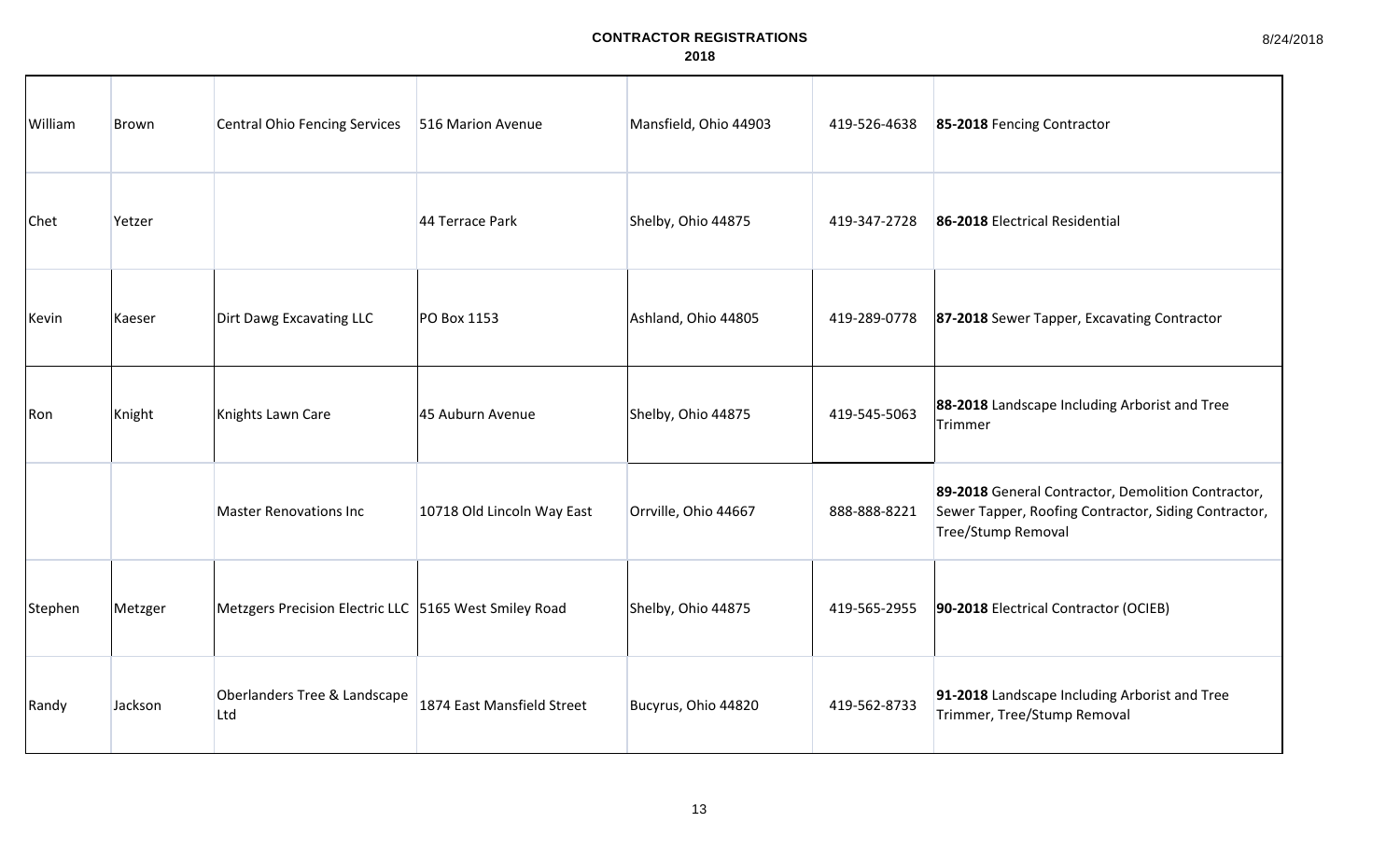**CONTRACTOR REGISTRATIONS**
**2018**

| | | | | | | |
|---|---|---|---|---|---|---|
| William | Brown | Central Ohio Fencing Services | 516 Marion Avenue | Mansfield, Ohio 44903 | 419-526-4638 | **85-2018** Fencing Contractor |
| Chet | Yetzer | | 44 Terrace Park | Shelby, Ohio 44875 | 419-347-2728 | **86-2018** Electrical Residential |
| Kevin | Kaeser | Dirt Dawg Excavating LLC | PO Box 1153 | Ashland, Ohio 44805 | 419-289-0778 | **87-2018** Sewer Tapper, Excavating Contractor |
| Ron | Knight | Knights Lawn Care | 45 Auburn Avenue | Shelby, Ohio 44875 | 419-545-5063 | **88-2018** Landscape Including Arborist and Tree Trimmer |
| | | Master Renovations Inc | 10718 Old Lincoln Way East | Orrville, Ohio 44667 | 888-888-8221 | **89-2018** General Contractor, Demolition Contractor, Sewer Tapper, Roofing Contractor, Siding Contractor, Tree/Stump Removal |
| Stephen | Metzger | Metzgers Precision Electric LLC | 5165 West Smiley Road | Shelby, Ohio 44875 | 419-565-2955 | **90-2018** Electrical Contractor (OCIEB) |
| Randy | Jackson | Oberlanders Tree & Landscape Ltd | 1874 East Mansfield Street | Bucyrus, Ohio 44820 | 419-562-8733 | **91-2018** Landscape Including Arborist and Tree Trimmer, Tree/Stump Removal |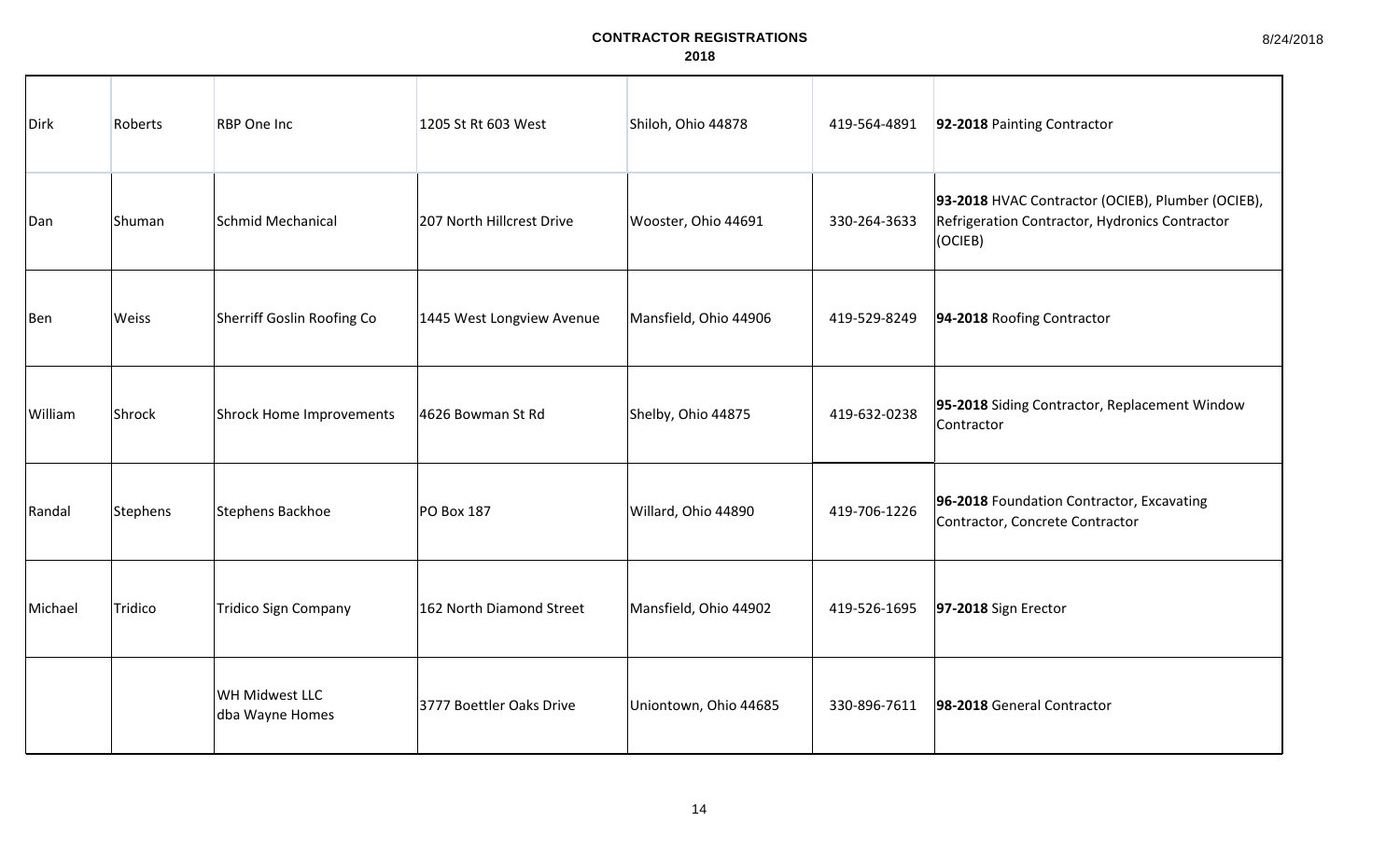# CONTRACTOR REGISTRATIONS

## 2018

| | | | | | | |
|---|---|---|---|---|---|---|
| Dirk | Roberts | RBP One Inc | 1205 St Rt 603 West | Shiloh, Ohio 44878 | 419-564-4891 | **92-2018** Painting Contractor |
| Dan | Shuman | Schmid Mechanical | 207 North Hillcrest Drive | Wooster, Ohio 44691 | 330-264-3633 | **93-2018** HVAC Contractor (OCIEB), Plumber (OCIEB), Refrigeration Contractor, Hydronics Contractor (OCIEB) |
| Ben | Weiss | Sherriff Goslin Roofing Co | 1445 West Longview Avenue | Mansfield, Ohio 44906 | 419-529-8249 | **94-2018** Roofing Contractor |
| William | Shrock | Shrock Home Improvements | 4626 Bowman St Rd | Shelby, Ohio 44875 | 419-632-0238 | **95-2018** Siding Contractor, Replacement Window Contractor |
| Randal | Stephens | Stephens Backhoe | PO Box 187 | Willard, Ohio 44890 | 419-706-1226 | **96-2018** Foundation Contractor, Excavating Contractor, Concrete Contractor |
| Michael | Tridico | Tridico Sign Company | 162 North Diamond Street | Mansfield, Ohio 44902 | 419-526-1695 | **97-2018** Sign Erector |
| | | WH Midwest LLC dba Wayne Homes | 3777 Boettler Oaks Drive | Uniontown, Ohio 44685 | 330-896-7611 | **98-2018** General Contractor |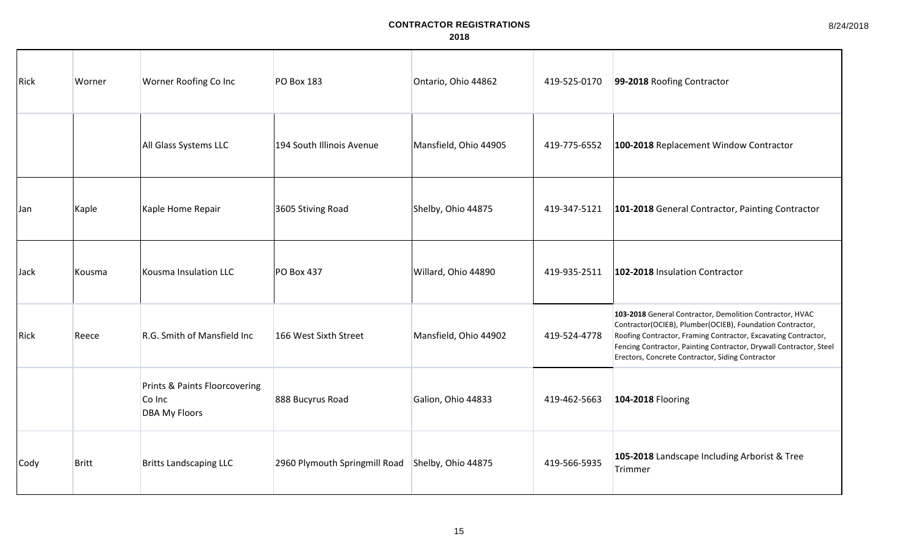# CONTRACTOR REGISTRATIONS
## 2018

| | | | | | | |
|---|---|---|---|---|---|---|
| Rick | Worner | Worner Roofing Co Inc | PO Box 183 | Ontario, Ohio 44862 | 419-525-0170 | **99-2018** Roofing Contractor |
| | | All Glass Systems LLC | 194 South Illinois Avenue | Mansfield, Ohio 44905 | 419-775-6552 | **100-2018** Replacement Window Contractor |
| Jan | Kaple | Kaple Home Repair | 3605 Stiving Road | Shelby, Ohio 44875 | 419-347-5121 | **101-2018** General Contractor, Painting Contractor |
| Jack | Kousma | Kousma Insulation LLC | PO Box 437 | Willard, Ohio 44890 | 419-935-2511 | **102-2018** Insulation Contractor |
| Rick | Reece | R.G. Smith of Mansfield Inc | 166 West Sixth Street | Mansfield, Ohio 44902 | 419-524-4778 | **103-2018** General Contractor, Demolition Contractor, HVAC Contractor(OCIEB), Plumber(OCIEB), Foundation Contractor, Roofing Contractor, Framing Contractor, Excavating Contractor, Fencing Contractor, Painting Contractor, Drywall Contractor, Steel Erectors, Concrete Contractor, Siding Contractor |
| | | Prints & Paints Floorcovering Co Inc DBA My Floors | 888 Bucyrus Road | Galion, Ohio 44833 | 419-462-5663 | **104-2018** Flooring |
| Cody | Britt | Britts Landscaping LLC | 2960 Plymouth Springmill Road | Shelby, Ohio 44875 | 419-566-5935 | **105-2018** Landscape Including Arborist & Tree Trimmer |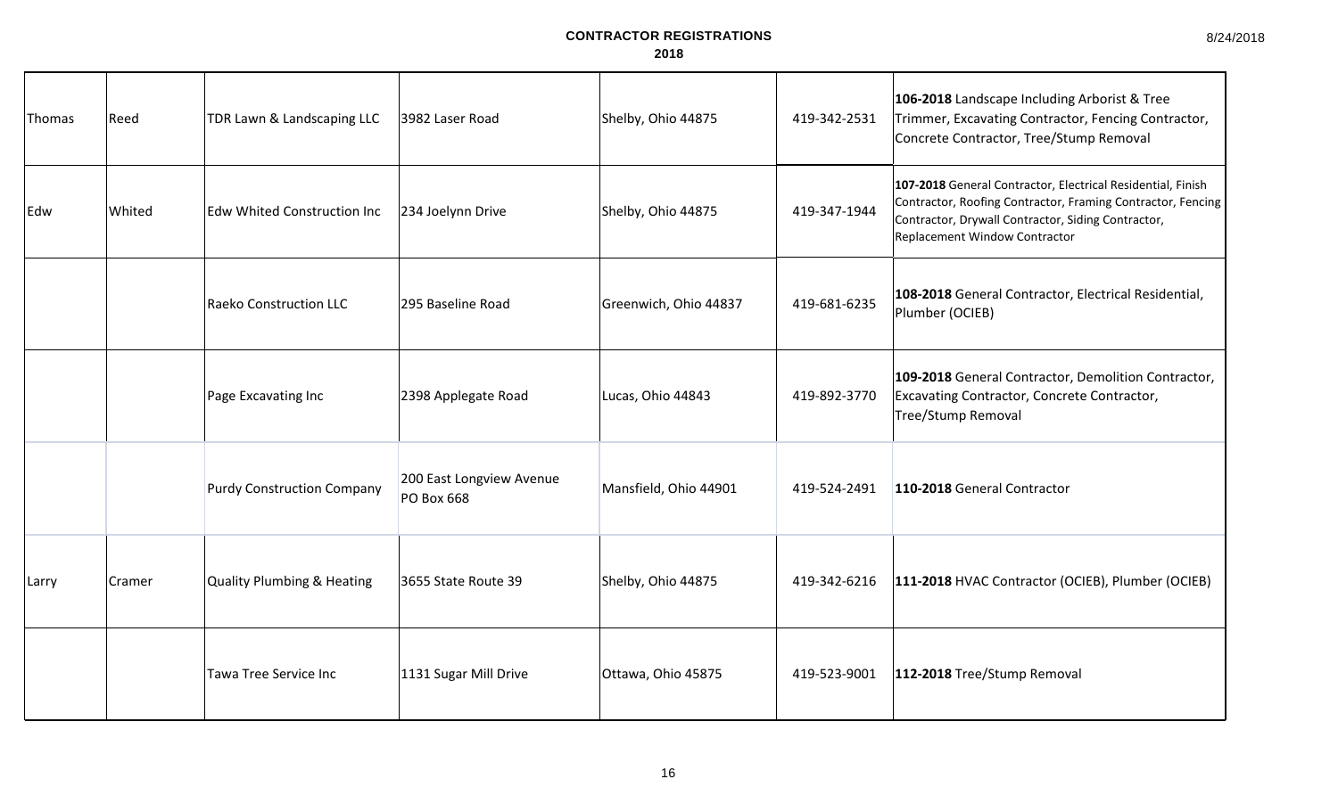# CONTRACTOR REGISTRATIONS

## 2018

| | | | | | | |
|---|---|---|---|---|---|---|
| Thomas | Reed | TDR Lawn & Landscaping LLC | 3982 Laser Road | Shelby, Ohio 44875 | 419-342-2531 | **106-2018** Landscape Including Arborist & Tree Trimmer, Excavating Contractor, Fencing Contractor, Concrete Contractor, Tree/Stump Removal |
| Edw | Whited | Edw Whited Construction Inc | 234 Joelynn Drive | Shelby, Ohio 44875 | 419-347-1944 | **107-2018** General Contractor, Electrical Residential, Finish Contractor, Roofing Contractor, Framing Contractor, Fencing Contractor, Drywall Contractor, Siding Contractor, Replacement Window Contractor |
| | | Raeko Construction LLC | 295 Baseline Road | Greenwich, Ohio 44837 | 419-681-6235 | **108-2018** General Contractor, Electrical Residential, Plumber (OCIEB) |
| | | Page Excavating Inc | 2398 Applegate Road | Lucas, Ohio 44843 | 419-892-3770 | **109-2018** General Contractor, Demolition Contractor, Excavating Contractor, Concrete Contractor, Tree/Stump Removal |
| | | Purdy Construction Company | 200 East Longview Avenue PO Box 668 | Mansfield, Ohio 44901 | 419-524-2491 | **110-2018** General Contractor |
| Larry | Cramer | Quality Plumbing & Heating | 3655 State Route 39 | Shelby, Ohio 44875 | 419-342-6216 | **111-2018** HVAC Contractor (OCIEB), Plumber (OCIEB) |
| | | Tawa Tree Service Inc | 1131 Sugar Mill Drive | Ottawa, Ohio 45875 | 419-523-9001 | **112-2018** Tree/Stump Removal |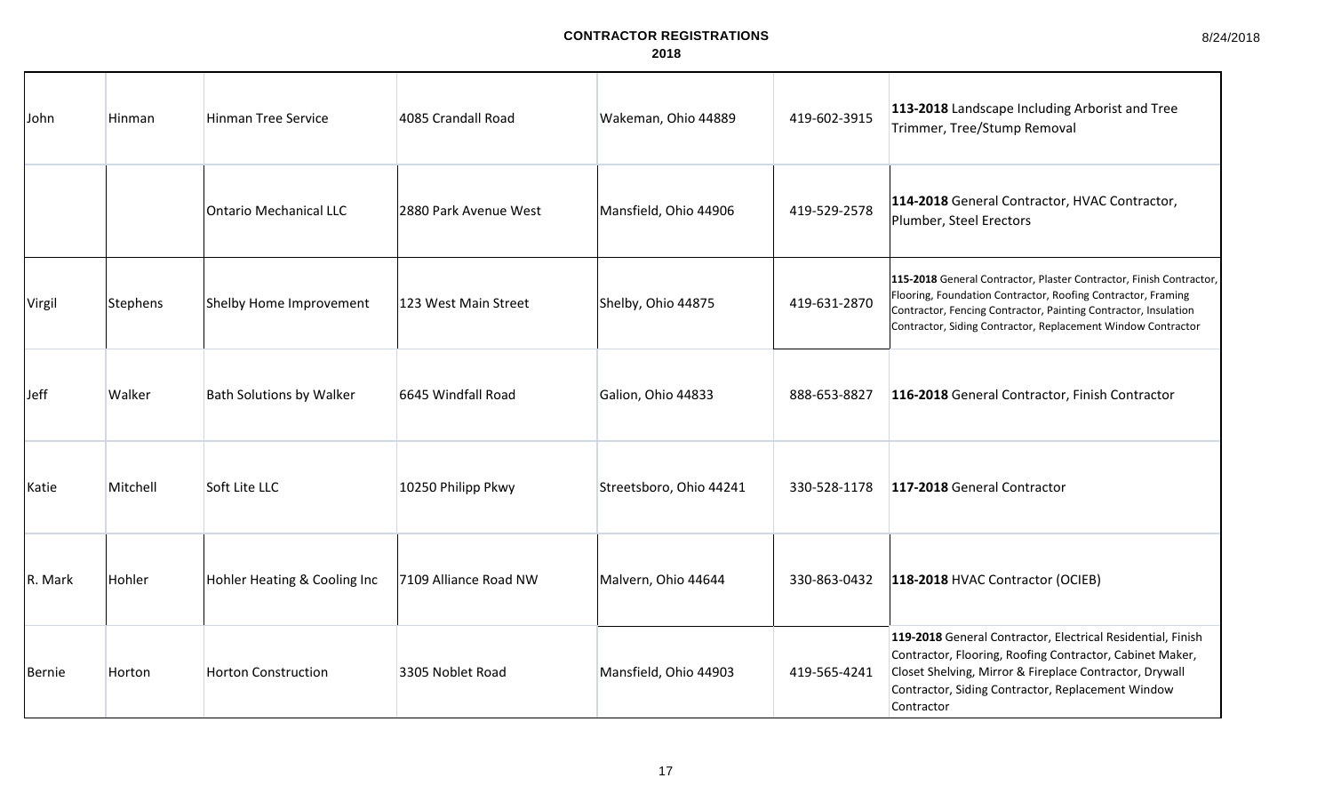# CONTRACTOR REGISTRATIONS
## 2018

| | | | | | | |
|---|---|---|---|---|---|---|
| John | Hinman | Hinman Tree Service | 4085 Crandall Road | Wakeman, Ohio 44889 | 419-602-3915 | **113-2018** Landscape Including Arborist and Tree Trimmer, Tree/Stump Removal |
| | | Ontario Mechanical LLC | 2880 Park Avenue West | Mansfield, Ohio 44906 | 419-529-2578 | **114-2018** General Contractor, HVAC Contractor, Plumber, Steel Erectors |
| Virgil | Stephens | Shelby Home Improvement | 123 West Main Street | Shelby, Ohio 44875 | 419-631-2870 | **115-2018** General Contractor, Plaster Contractor, Finish Contractor, Flooring, Foundation Contractor, Roofing Contractor, Framing Contractor, Fencing Contractor, Painting Contractor, Insulation Contractor, Siding Contractor, Replacement Window Contractor |
| Jeff | Walker | Bath Solutions by Walker | 6645 Windfall Road | Galion, Ohio 44833 | 888-653-8827 | **116-2018** General Contractor, Finish Contractor |
| Katie | Mitchell | Soft Lite LLC | 10250 Philipp Pkwy | Streetsboro, Ohio 44241 | 330-528-1178 | **117-2018** General Contractor |
| R. Mark | Hohler | Hohler Heating & Cooling Inc | 7109 Alliance Road NW | Malvern, Ohio 44644 | 330-863-0432 | **118-2018** HVAC Contractor (OCIEB) |
| Bernie | Horton | Horton Construction | 3305 Noblet Road | Mansfield, Ohio 44903 | 419-565-4241 | **119-2018** General Contractor, Electrical Residential, Finish Contractor, Flooring, Roofing Contractor, Cabinet Maker, Closet Shelving, Mirror & Fireplace Contractor, Drywall Contractor, Siding Contractor, Replacement Window Contractor |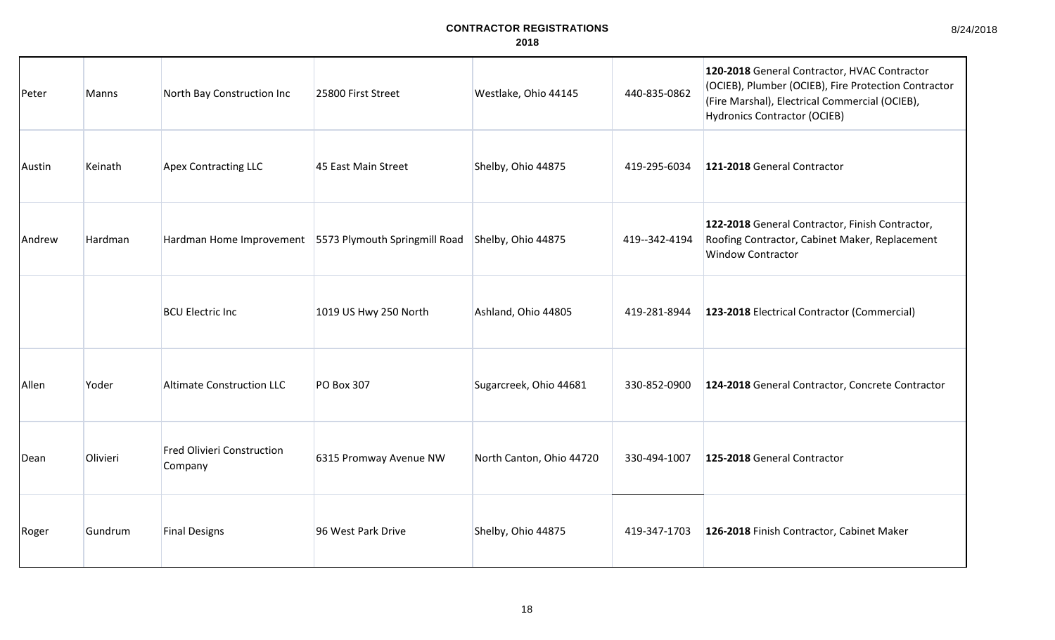# CONTRACTOR REGISTRATIONS

## 2018

| | | | | | | |
|---|---|---|---|---|---|---|
| Peter | Manns | North Bay Construction Inc | 25800 First Street | Westlake, Ohio 44145 | 440-835-0862 | **120-2018** General Contractor, HVAC Contractor (OCIEB), Plumber (OCIEB), Fire Protection Contractor (Fire Marshal), Electrical Commercial (OCIEB), Hydronics Contractor (OCIEB) |
| Austin | Keinath | Apex Contracting LLC | 45 East Main Street | Shelby, Ohio 44875 | 419-295-6034 | **121-2018** General Contractor |
| Andrew | Hardman | Hardman Home Improvement | 5573 Plymouth Springmill Road | Shelby, Ohio 44875 | 419--342-4194 | **122-2018** General Contractor, Finish Contractor, Roofing Contractor, Cabinet Maker, Replacement Window Contractor |
| | | BCU Electric Inc | 1019 US Hwy 250 North | Ashland, Ohio 44805 | 419-281-8944 | **123-2018** Electrical Contractor (Commercial) |
| Allen | Yoder | Altimate Construction LLC | PO Box 307 | Sugarcreek, Ohio 44681 | 330-852-0900 | **124-2018** General Contractor, Concrete Contractor |
| Dean | Olivieri | Fred Olivieri Construction Company | 6315 Promway Avenue NW | North Canton, Ohio 44720 | 330-494-1007 | **125-2018** General Contractor |
| Roger | Gundrum | Final Designs | 96 West Park Drive | Shelby, Ohio 44875 | 419-347-1703 | **126-2018** Finish Contractor, Cabinet Maker |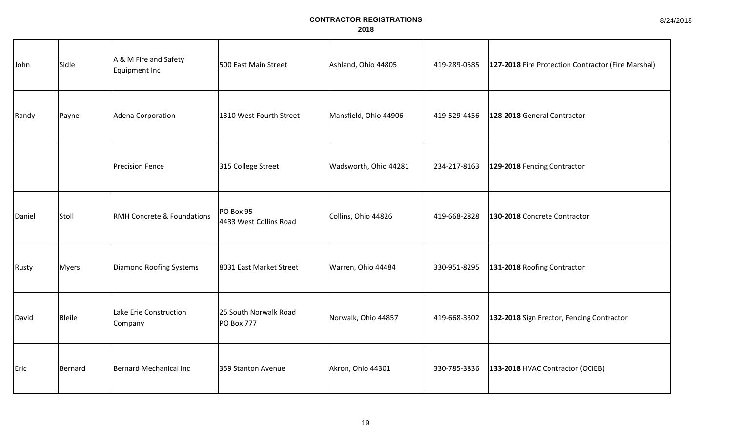# CONTRACTOR REGISTRATIONS

## 2018

| | | | | | | |
|---|---|---|---|---|---|---|
| John | Sidle | A & M Fire and Safety Equipment Inc | 500 East Main Street | Ashland, Ohio 44805 | 419-289-0585 | **127-2018** Fire Protection Contractor (Fire Marshal) |
| Randy | Payne | Adena Corporation | 1310 West Fourth Street | Mansfield, Ohio 44906 | 419-529-4456 | **128-2018** General Contractor |
| | | Precision Fence | 315 College Street | Wadsworth, Ohio 44281 | 234-217-8163 | **129-2018** Fencing Contractor |
| Daniel | Stoll | RMH Concrete & Foundations | PO Box 95<br>4433 West Collins Road | Collins, Ohio 44826 | 419-668-2828 | **130-2018** Concrete Contractor |
| Rusty | Myers | Diamond Roofing Systems | 8031 East Market Street | Warren, Ohio 44484 | 330-951-8295 | **131-2018** Roofing Contractor |
| David | Bleile | Lake Erie Construction Company | 25 South Norwalk Road<br>PO Box 777 | Norwalk, Ohio 44857 | 419-668-3302 | **132-2018** Sign Erector, Fencing Contractor |
| Eric | Bernard | Bernard Mechanical Inc | 359 Stanton Avenue | Akron, Ohio 44301 | 330-785-3836 | **133-2018** HVAC Contractor (OCIEB) |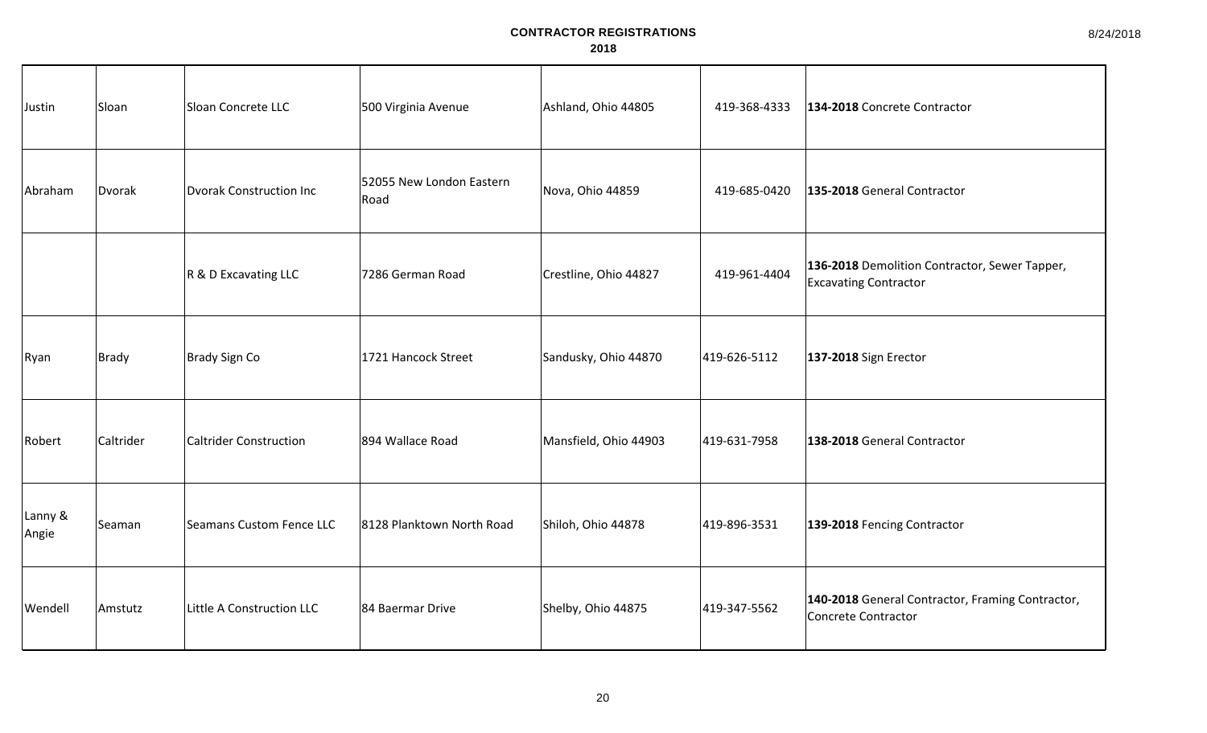# CONTRACTOR REGISTRATIONS
## 2018

| | | | | | | |
|---|---|---|---|---|---|---|
| Justin | Sloan | Sloan Concrete LLC | 500 Virginia Avenue | Ashland, Ohio 44805 | 419-368-4333 | **134-2018** Concrete Contractor |
| Abraham | Dvorak | Dvorak Construction Inc | 52055 New London Eastern Road | Nova, Ohio 44859 | 419-685-0420 | **135-2018** General Contractor |
| | | R & D Excavating LLC | 7286 German Road | Crestline, Ohio 44827 | 419-961-4404 | **136-2018** Demolition Contractor, Sewer Tapper, Excavating Contractor |
| Ryan | Brady | Brady Sign Co | 1721 Hancock Street | Sandusky, Ohio 44870 | 419-626-5112 | **137-2018** Sign Erector |
| Robert | Caltrider | Caltrider Construction | 894 Wallace Road | Mansfield, Ohio 44903 | 419-631-7958 | **138-2018** General Contractor |
| Lanny & Angie | Seaman | Seamans Custom Fence LLC | 8128 Planktown North Road | Shiloh, Ohio 44878 | 419-896-3531 | **139-2018** Fencing Contractor |
| Wendell | Amstutz | Little A Construction LLC | 84 Baermar Drive | Shelby, Ohio 44875 | 419-347-5562 | **140-2018** General Contractor, Framing Contractor, Concrete Contractor |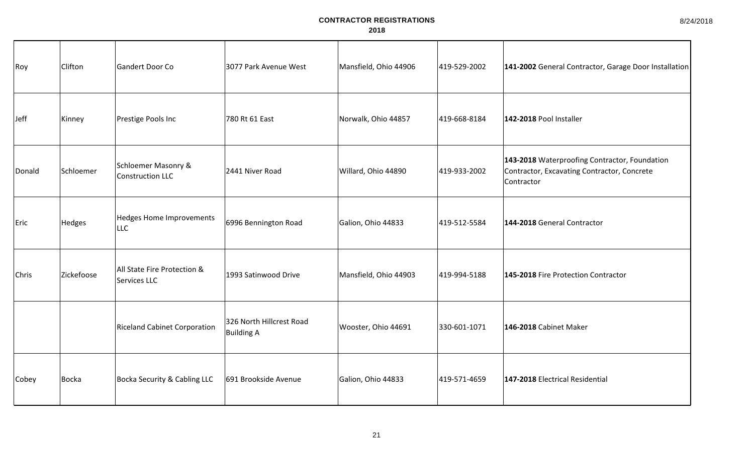# CONTRACTOR REGISTRATIONS

## 2018

| | | | | | | |
|---|---|---|---|---|---|---|
| Roy | Clifton | Gandert Door Co | 3077 Park Avenue West | Mansfield, Ohio 44906 | 419-529-2002 | **141-2002** General Contractor, Garage Door Installation |
| Jeff | Kinney | Prestige Pools Inc | 780 Rt 61 East | Norwalk, Ohio 44857 | 419-668-8184 | **142-2018** Pool Installer |
| Donald | Schloemer | Schloemer Masonry & Construction LLC | 2441 Niver Road | Willard, Ohio 44890 | 419-933-2002 | **143-2018** Waterproofing Contractor, Foundation Contractor, Excavating Contractor, Concrete Contractor |
| Eric | Hedges | Hedges Home Improvements LLC | 6996 Bennington Road | Galion, Ohio 44833 | 419-512-5584 | **144-2018** General Contractor |
| Chris | Zickefoose | All State Fire Protection & Services LLC | 1993 Satinwood Drive | Mansfield, Ohio 44903 | 419-994-5188 | **145-2018** Fire Protection Contractor |
| | | Riceland Cabinet Corporation | 326 North Hillcrest Road Building A | Wooster, Ohio 44691 | 330-601-1071 | **146-2018** Cabinet Maker |
| Cobey | Bocka | Bocka Security & Cabling LLC | 691 Brookside Avenue | Galion, Ohio 44833 | 419-571-4659 | **147-2018** Electrical Residential |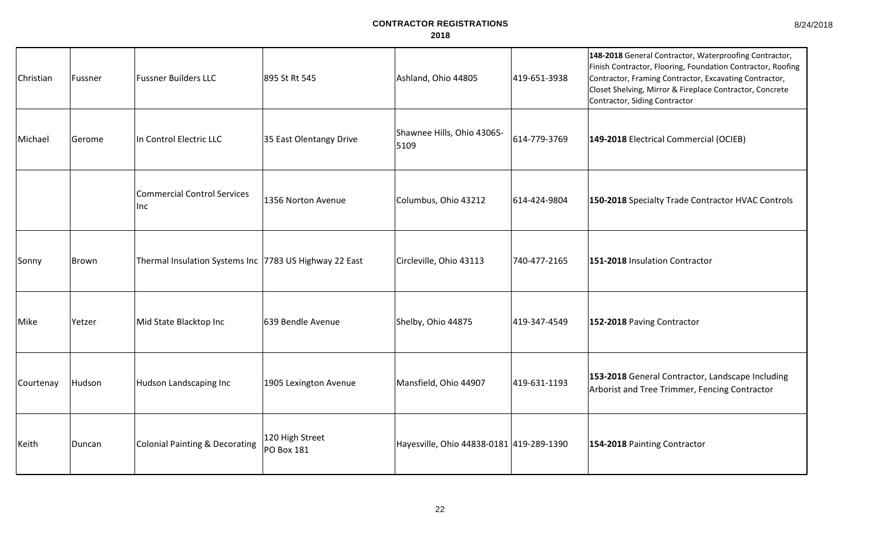# CONTRACTOR REGISTRATIONS

## 2018

| | | | | | | |
|---|---|---|---|---|---|---|
| Christian | Fussner | Fussner Builders LLC | 895 St Rt 545 | Ashland, Ohio 44805 | 419-651-3938 | **148-2018** General Contractor, Waterproofing Contractor, Finish Contractor, Flooring, Foundation Contractor, Roofing Contractor, Framing Contractor, Excavating Contractor, Closet Shelving, Mirror & Fireplace Contractor, Concrete Contractor, Siding Contractor |
| Michael | Gerome | In Control Electric LLC | 35 East Olentangy Drive | Shawnee Hills, Ohio 43065-5109 | 614-779-3769 | **149-2018** Electrical Commercial (OCIEB) |
| | | Commercial Control Services Inc | 1356 Norton Avenue | Columbus, Ohio 43212 | 614-424-9804 | **150-2018** Specialty Trade Contractor HVAC Controls |
| Sonny | Brown | Thermal Insulation Systems Inc | 7783 US Highway 22 East | Circleville, Ohio 43113 | 740-477-2165 | **151-2018** Insulation Contractor |
| Mike | Yetzer | Mid State Blacktop Inc | 639 Bendle Avenue | Shelby, Ohio 44875 | 419-347-4549 | **152-2018** Paving Contractor |
| Courtenay | Hudson | Hudson Landscaping Inc | 1905 Lexington Avenue | Mansfield, Ohio 44907 | 419-631-1193 | **153-2018** General Contractor, Landscape Including Arborist and Tree Trimmer, Fencing Contractor |
| Keith | Duncan | Colonial Painting & Decorating | 120 High Street PO Box 181 | Hayesville, Ohio 44838-0181 | 419-289-1390 | **154-2018** Painting Contractor |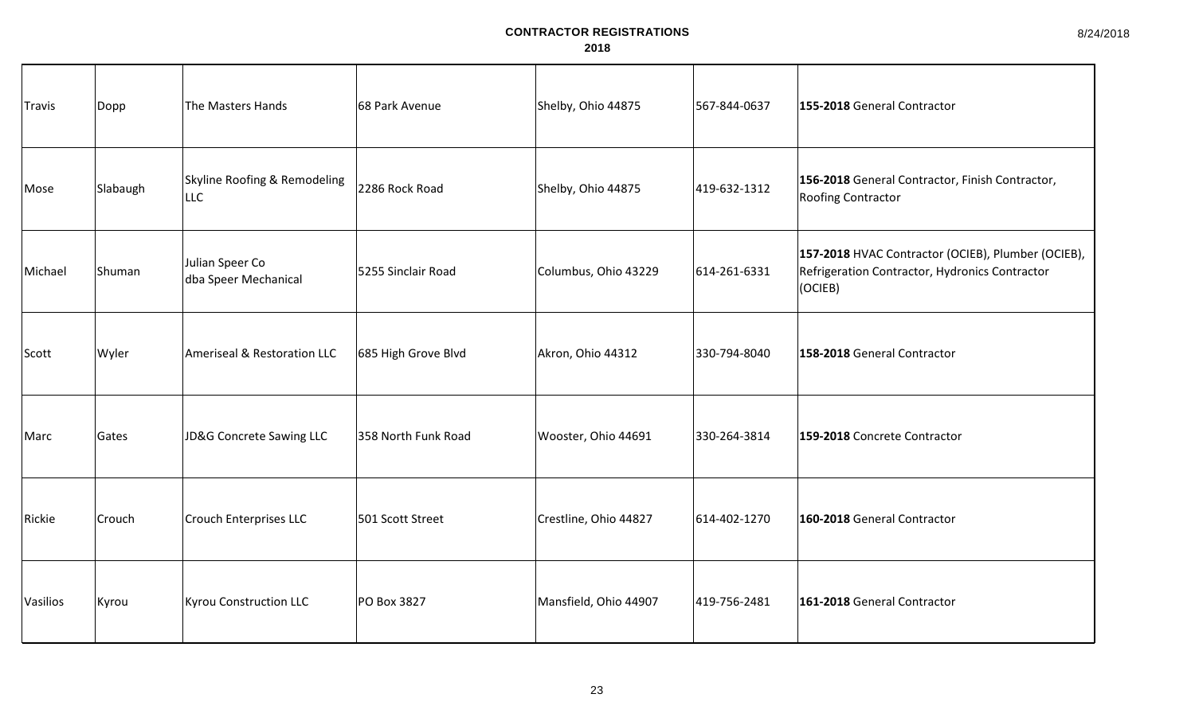**CONTRACTOR REGISTRATIONS**
**2018**

| | | | | | | |
|---|---|---|---|---|---|---|
| Travis | Dopp | The Masters Hands | 68 Park Avenue | Shelby, Ohio 44875 | 567-844-0637 | **155-2018** General Contractor |
| Mose | Slabaugh | Skyline Roofing & Remodeling LLC | 2286 Rock Road | Shelby, Ohio 44875 | 419-632-1312 | **156-2018** General Contractor, Finish Contractor, Roofing Contractor |
| Michael | Shuman | Julian Speer Co dba Speer Mechanical | 5255 Sinclair Road | Columbus, Ohio 43229 | 614-261-6331 | **157-2018** HVAC Contractor (OCIEB), Plumber (OCIEB), Refrigeration Contractor, Hydronics Contractor (OCIEB) |
| Scott | Wyler | Ameriseal & Restoration LLC | 685 High Grove Blvd | Akron, Ohio 44312 | 330-794-8040 | **158-2018** General Contractor |
| Marc | Gates | JD&G Concrete Sawing LLC | 358 North Funk Road | Wooster, Ohio 44691 | 330-264-3814 | **159-2018** Concrete Contractor |
| Rickie | Crouch | Crouch Enterprises LLC | 501 Scott Street | Crestline, Ohio 44827 | 614-402-1270 | **160-2018** General Contractor |
| Vasilios | Kyrou | Kyrou Construction LLC | PO Box 3827 | Mansfield, Ohio 44907 | 419-756-2481 | **161-2018** General Contractor |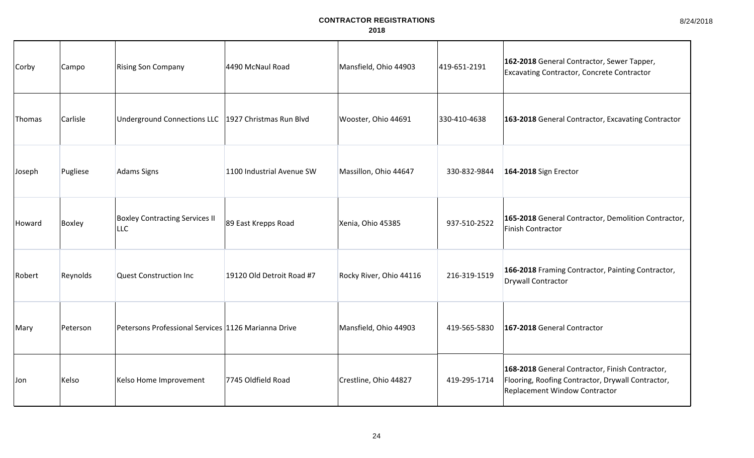# CONTRACTOR REGISTRATIONS
## 2018

| | | | | | | |
|---|---|---|---|---|---|---|
| Corby | Campo | Rising Son Company | 4490 McNaul Road | Mansfield, Ohio 44903 | 419-651-2191 | **162-2018** General Contractor, Sewer Tapper, Excavating Contractor, Concrete Contractor |
| Thomas | Carlisle | Underground Connections LLC | 1927 Christmas Run Blvd | Wooster, Ohio 44691 | 330-410-4638 | **163-2018** General Contractor, Excavating Contractor |
| Joseph | Pugliese | Adams Signs | 1100 Industrial Avenue SW | Massillon, Ohio 44647 | 330-832-9844 | **164-2018** Sign Erector |
| Howard | Boxley | Boxley Contracting Services II LLC | 89 East Krepps Road | Xenia, Ohio 45385 | 937-510-2522 | **165-2018** General Contractor, Demolition Contractor, Finish Contractor |
| Robert | Reynolds | Quest Construction Inc | 19120 Old Detroit Road #7 | Rocky River, Ohio 44116 | 216-319-1519 | **166-2018** Framing Contractor, Painting Contractor, Drywall Contractor |
| Mary | Peterson | Petersons Professional Services | 1126 Marianna Drive | Mansfield, Ohio 44903 | 419-565-5830 | **167-2018** General Contractor |
| Jon | Kelso | Kelso Home Improvement | 7745 Oldfield Road | Crestline, Ohio 44827 | 419-295-1714 | **168-2018** General Contractor, Finish Contractor, Flooring, Roofing Contractor, Drywall Contractor, Replacement Window Contractor |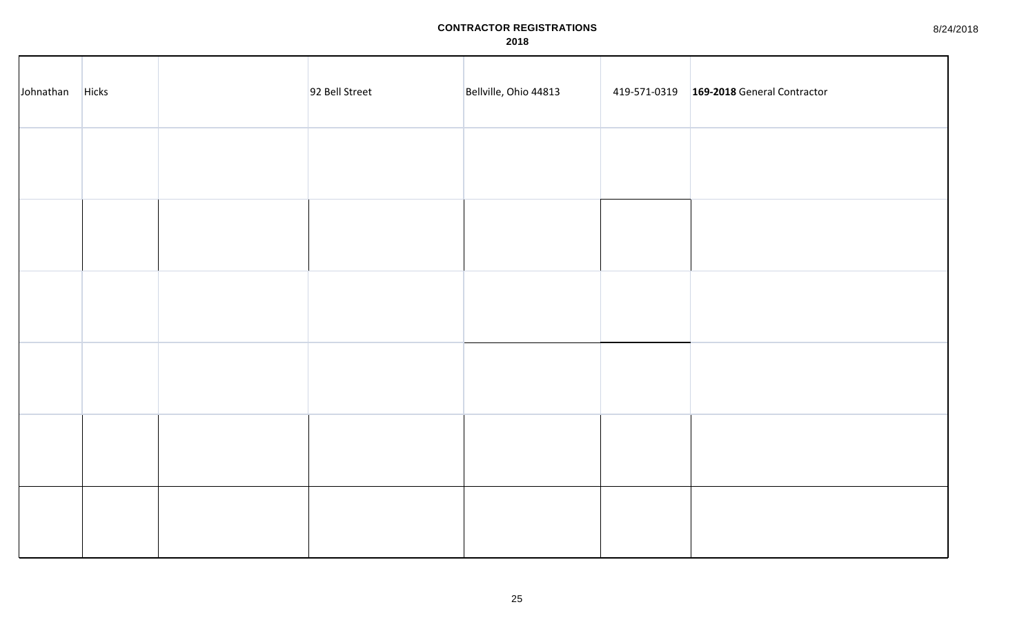# CONTRACTOR REGISTRATIONS
## 2018

8/24/2018

| | | | | | | |
|---|---|---|---|---|---|---|
| Johnathan | Hicks | | 92 Bell Street | Bellville, Ohio 44813 | 419-571-0319 | **169-2018** General Contractor |
| | | | | | | |
| | | | | | | |
| | | | | | | |
| | | | | | | |
| | | | | | | |
| | | | | | | |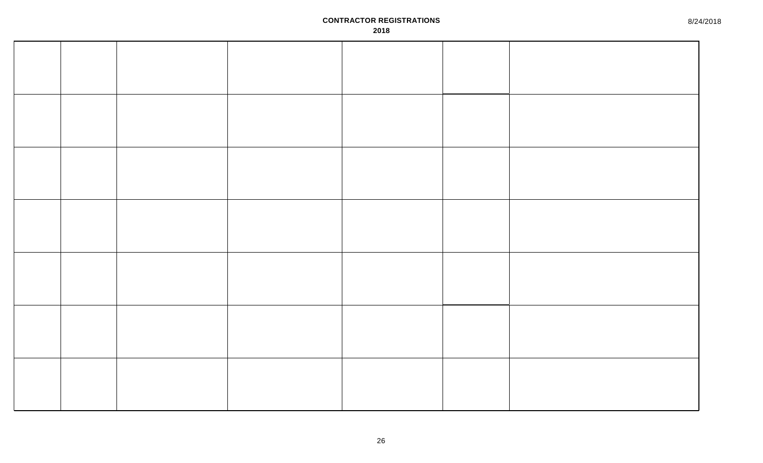**CONTRACTOR REGISTRATIONS**
**2018**

8/24/2018

| | | | | | | |
|---|---|---|---|---|---|---|
| | | | | | | |
| | | | | | | |
| | | | | | | |
| | | | | | | |
| | | | | | | |
| | | | | | | |
| | | | | | | |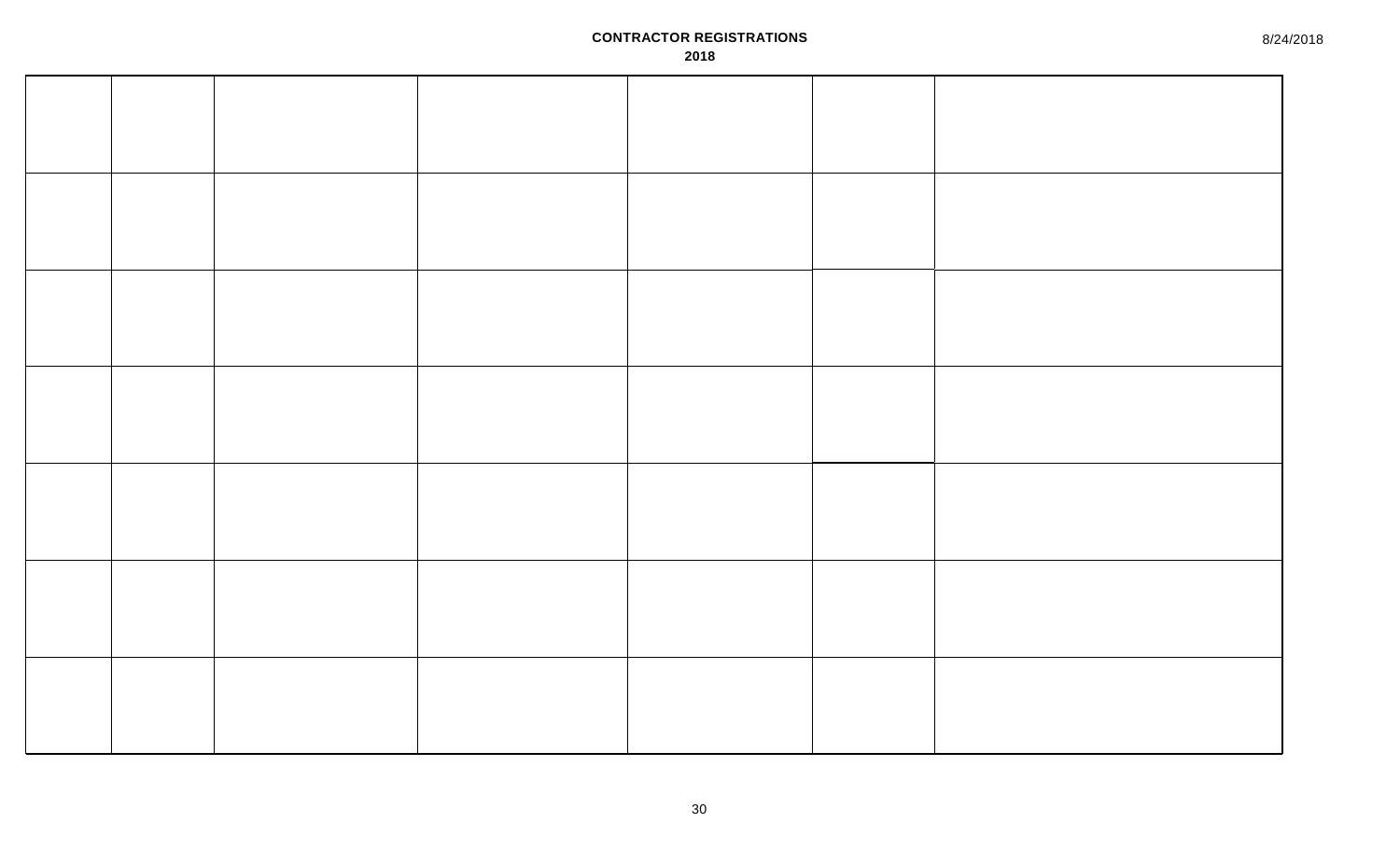**CONTRACTOR REGISTRATIONS**

**2018**

8/24/2018

| | | | | | | |
|---|---|---|---|---|---|---|
| | | | | | | |
| | | | | | | |
| | | | | | | |
| | | | | | | |
| | | | | | | |
| | | | | | | |
| | | | | | | |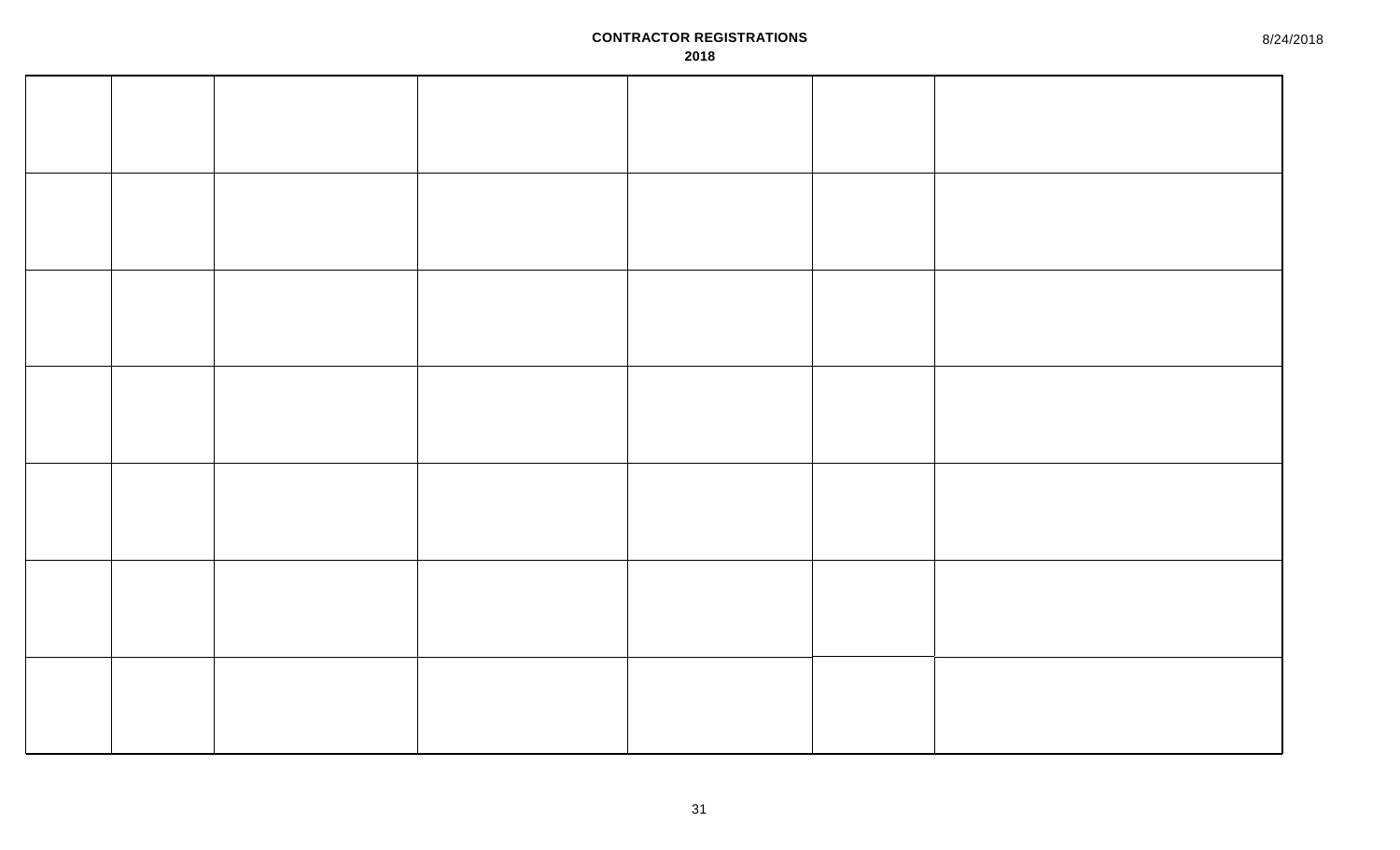**CONTRACTOR REGISTRATIONS**
**2018**

8/24/2018

| | | | | | | |
|---|---|---|---|---|---|---|
| | | | | | | |
| | | | | | | |
| | | | | | | |
| | | | | | | |
| | | | | | | |
| | | | | | | |
| | | | | | | |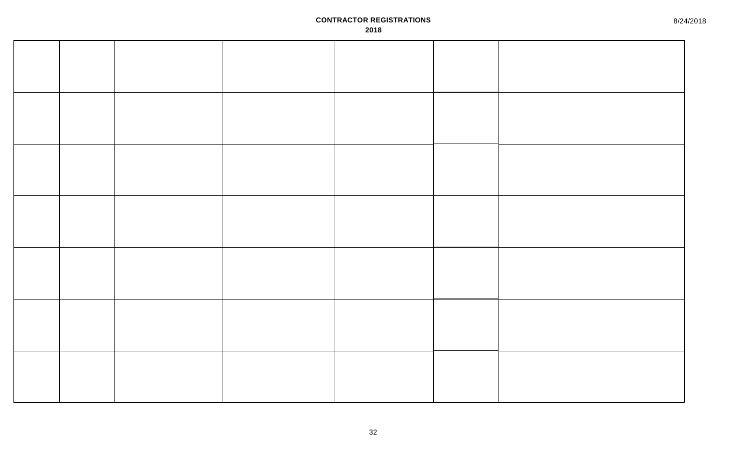# CONTRACTOR REGISTRATIONS

**2018**

| | | | | | | |
|---|---|---|---|---|---|---|
| | | | | | | |
| | | | | | | |
| | | | | | | |
| | | | | | | |
| | | | | | | |
| | | | | | | |
| | | | | | | |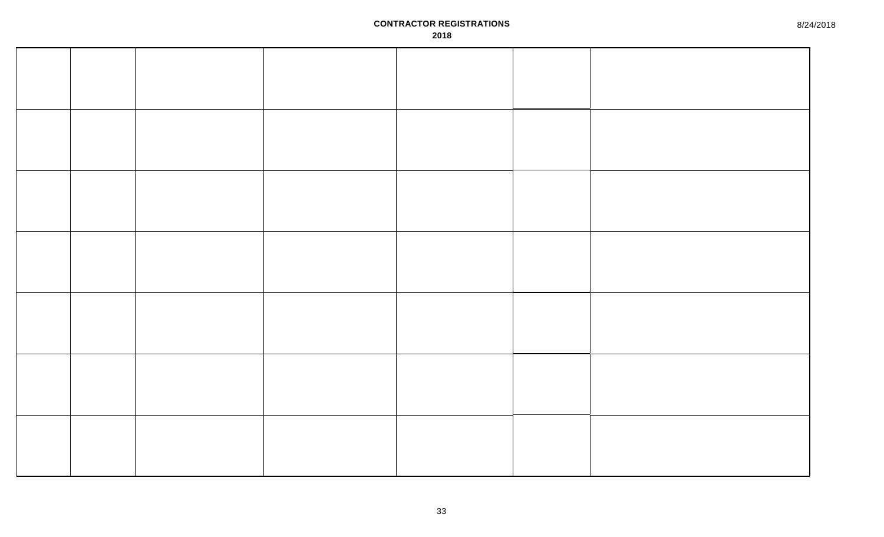# CONTRACTOR REGISTRATIONS

## 2018

8/24/2018

| | | | | | | |
|---|---|---|---|---|---|---|
| | | | | | | |
| | | | | | | |
| | | | | | | |
| | | | | | | |
| | | | | | | |
| | | | | | | |
| | | | | | | |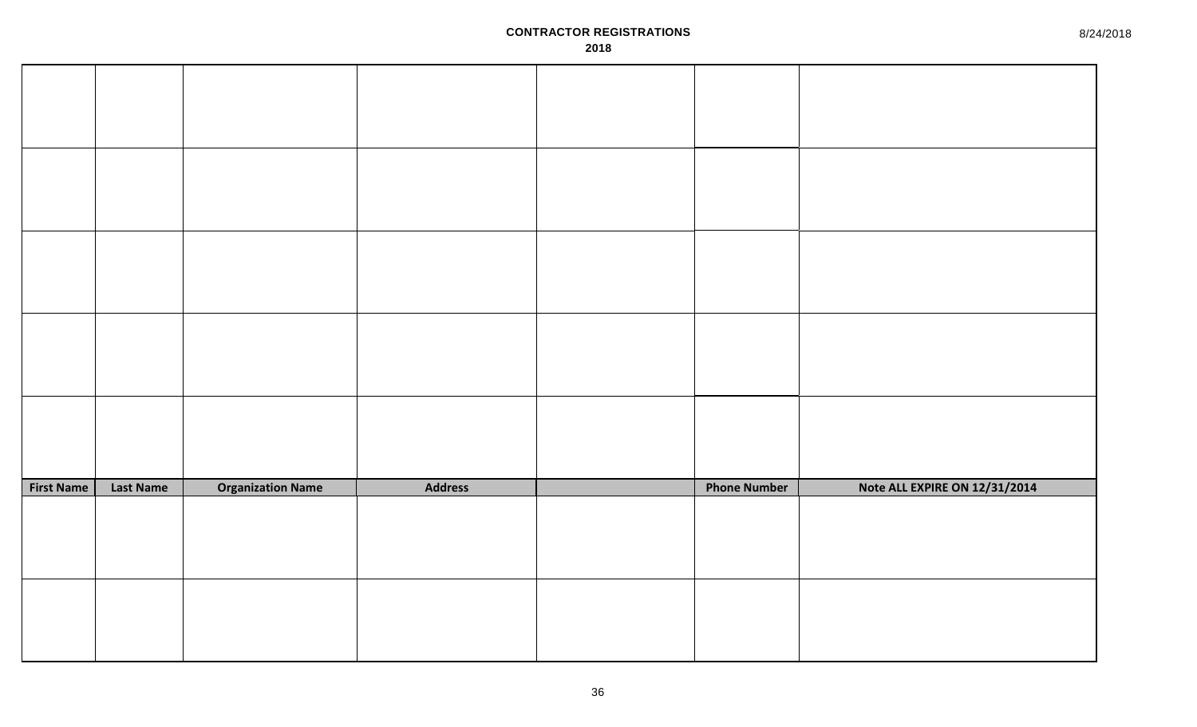# CONTRACTOR REGISTRATIONS

**2018**

| | | | | | | |
|---|---|---|---|---|---|---|
| | | | | | | |
| | | | | | | |
| | | | | | | |
| | | | | | | |
| | | | | | | |
| **First Name** | **Last Name** | **Organization Name** | **Address** | | **Phone Number** | **Note ALL EXPIRE ON 12/31/2014** |
| | | | | | | |
| | | | | | | |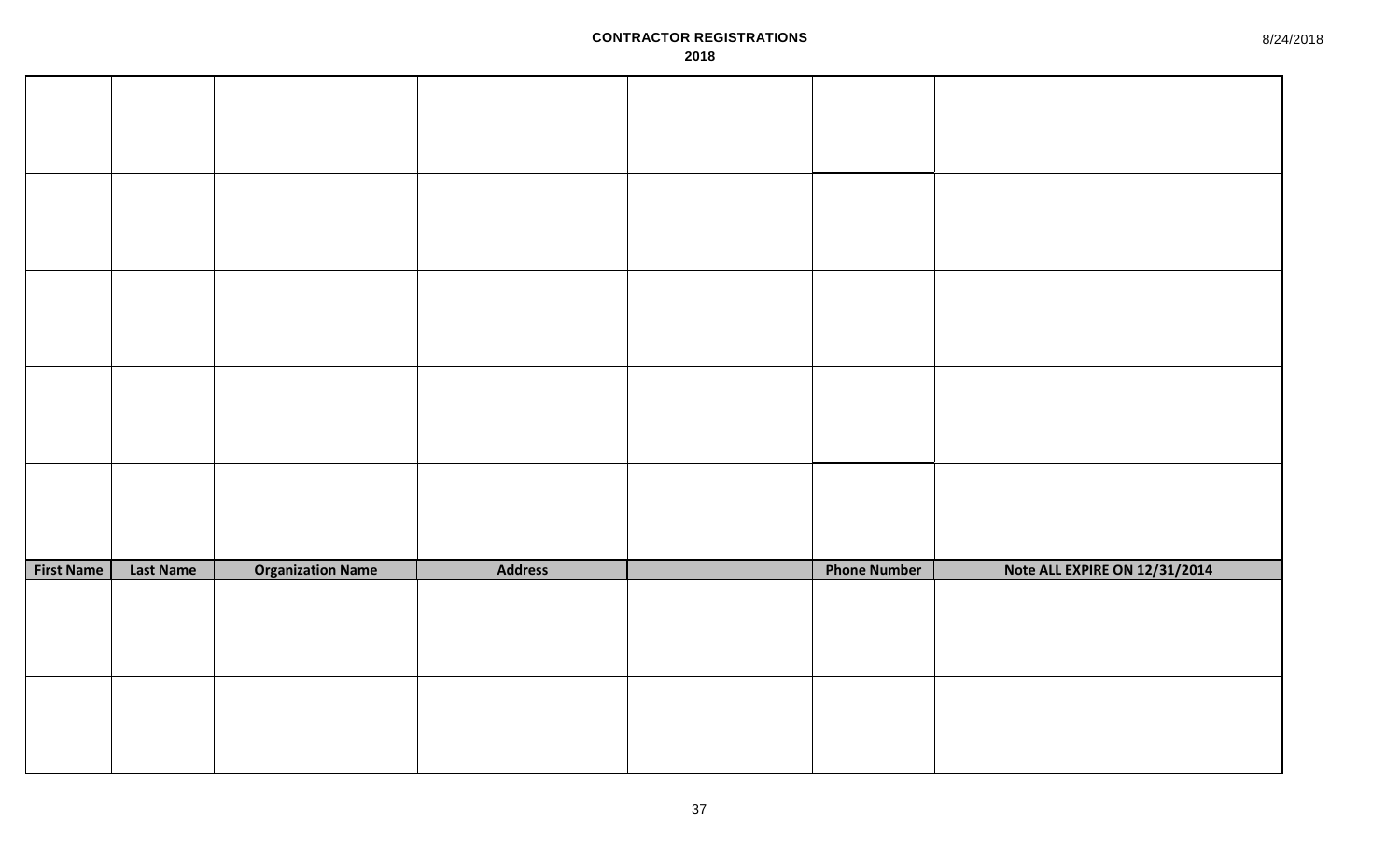**CONTRACTOR REGISTRATIONS**
**2018**

8/24/2018

| | | | | | | |
|---|---|---|---|---|---|---|
| | | | | | | |
| | | | | | | |
| | | | | | | |
| | | | | | | |
| | | | | | | |
| **First Name** | **Last Name** | **Organization Name** | **Address** | | **Phone Number** | **Note ALL EXPIRE ON 12/31/2014** |
| | | | | | | |
| | | | | | | |